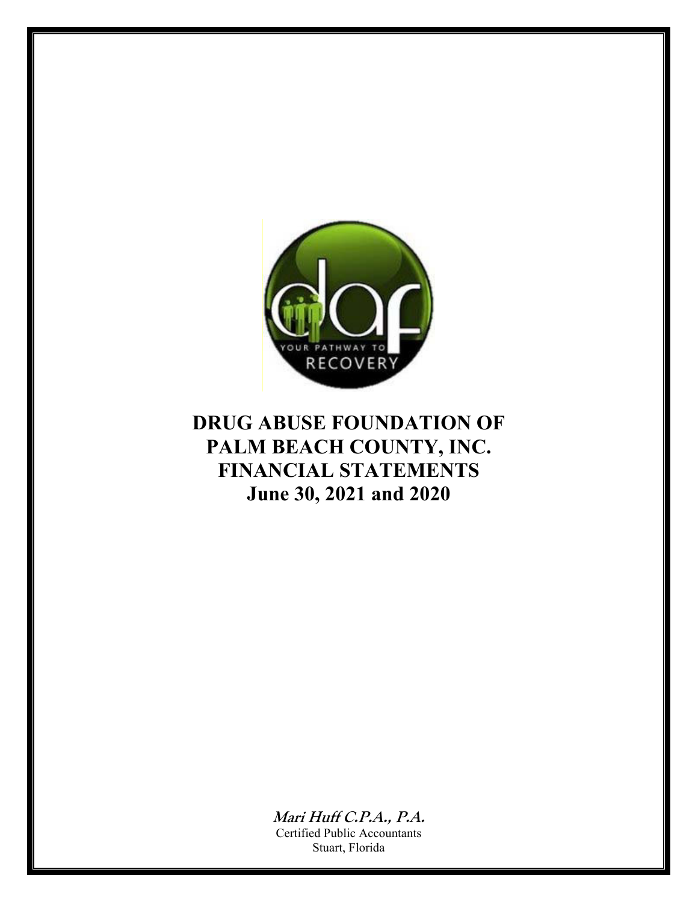# DRUG ABUSE FOUNDATION OF PALM BEACH COUNTY, INC.
# FINANCIAL STATEMENTS
# June 30, 2021 and 2020

***Mari Huff C.P.A., P.A.***
Certified Public Accountants
Stuart, Florida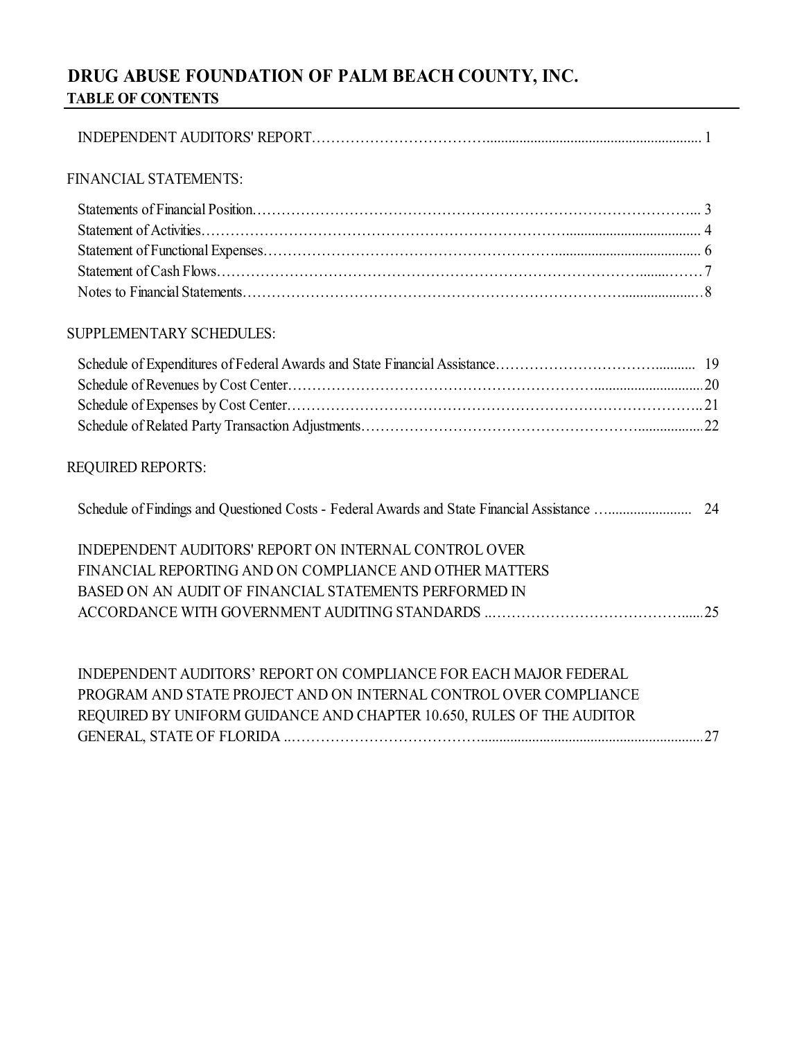# DRUG ABUSE FOUNDATION OF PALM BEACH COUNTY, INC.

## TABLE OF CONTENTS

| | |
|---|---|
| INDEPENDENT AUDITORS' REPORT | 1 |
| **FINANCIAL STATEMENTS:** | |
| Statements of Financial Position | 3 |
| Statement of Activities | 4 |
| Statement of Functional Expenses | 6 |
| Statement of Cash Flows | 7 |
| Notes to Financial Statements | 8 |
| **SUPPLEMENTARY SCHEDULES:** | |
| Schedule of Expenditures of Federal Awards and State Financial Assistance | 19 |
| Schedule of Revenues by Cost Center | 20 |
| Schedule of Expenses by Cost Center | 21 |
| Schedule of Related Party Transaction Adjustments | 22 |
| **REQUIRED REPORTS:** | |
| Schedule of Findings and Questioned Costs - Federal Awards and State Financial Assistance | 24 |
| INDEPENDENT AUDITORS' REPORT ON INTERNAL CONTROL OVER FINANCIAL REPORTING AND ON COMPLIANCE AND OTHER MATTERS BASED ON AN AUDIT OF FINANCIAL STATEMENTS PERFORMED IN ACCORDANCE WITH GOVERNMENT AUDITING STANDARDS | 25 |
| INDEPENDENT AUDITORS' REPORT ON COMPLIANCE FOR EACH MAJOR FEDERAL PROGRAM AND STATE PROJECT AND ON INTERNAL CONTROL OVER COMPLIANCE REQUIRED BY UNIFORM GUIDANCE AND CHAPTER 10.650, RULES OF THE AUDITOR GENERAL, STATE OF FLORIDA | 27 |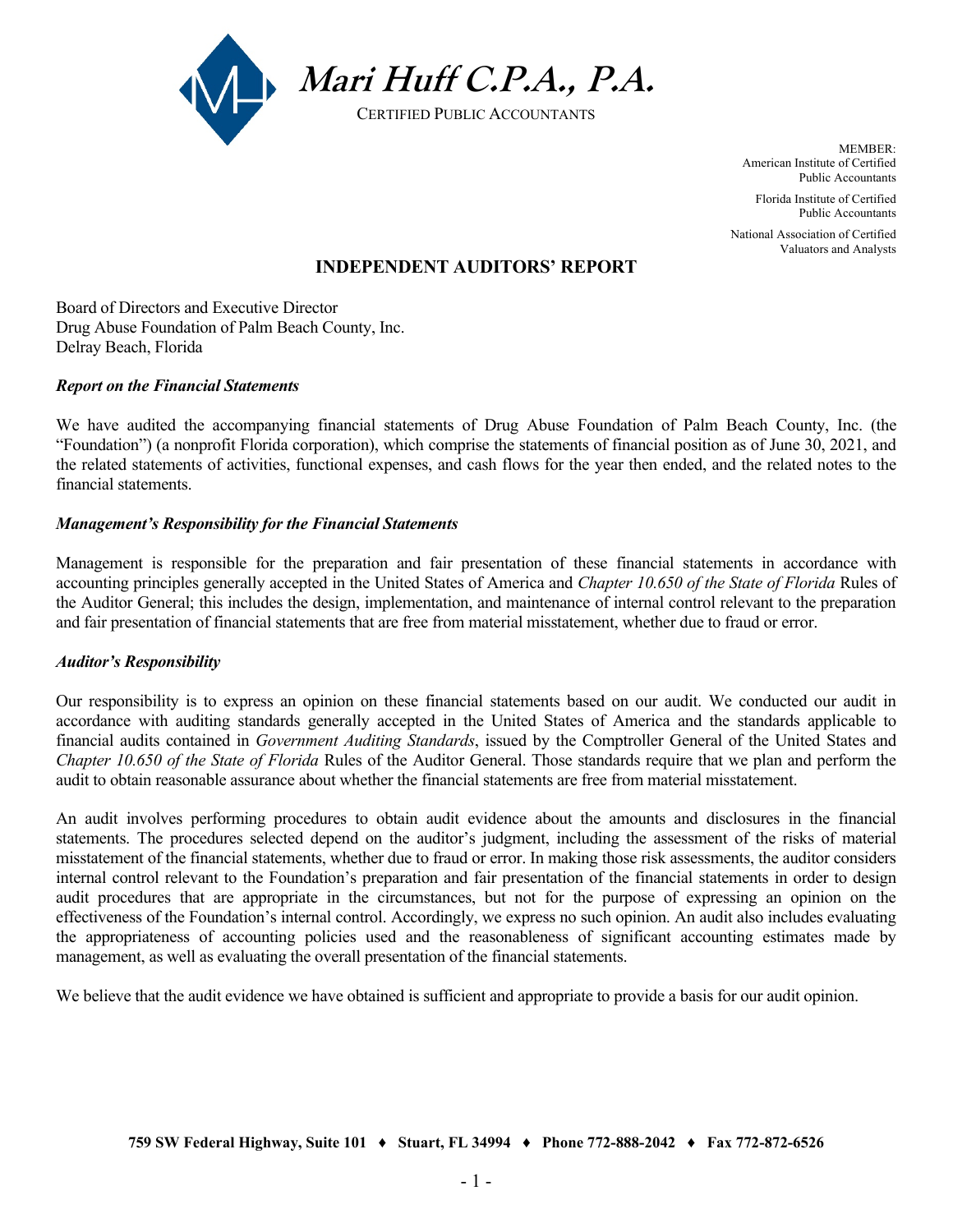**Mari Huff C.P.A., P.A.**

CERTIFIED PUBLIC ACCOUNTANTS

MEMBER:
American Institute of Certified Public Accountants

Florida Institute of Certified Public Accountants

National Association of Certified Valuators and Analysts

## INDEPENDENT AUDITORS' REPORT

Board of Directors and Executive Director
Drug Abuse Foundation of Palm Beach County, Inc.
Delray Beach, Florida

***Report on the Financial Statements***

We have audited the accompanying financial statements of Drug Abuse Foundation of Palm Beach County, Inc. (the "Foundation") (a nonprofit Florida corporation), which comprise the statements of financial position as of June 30, 2021, and the related statements of activities, functional expenses, and cash flows for the year then ended, and the related notes to the financial statements.

***Management's Responsibility for the Financial Statements***

Management is responsible for the preparation and fair presentation of these financial statements in accordance with accounting principles generally accepted in the United States of America and *Chapter 10.650 of the State of Florida* Rules of the Auditor General; this includes the design, implementation, and maintenance of internal control relevant to the preparation and fair presentation of financial statements that are free from material misstatement, whether due to fraud or error.

***Auditor's Responsibility***

Our responsibility is to express an opinion on these financial statements based on our audit. We conducted our audit in accordance with auditing standards generally accepted in the United States of America and the standards applicable to financial audits contained in *Government Auditing Standards*, issued by the Comptroller General of the United States and *Chapter 10.650 of the State of Florida* Rules of the Auditor General. Those standards require that we plan and perform the audit to obtain reasonable assurance about whether the financial statements are free from material misstatement.

An audit involves performing procedures to obtain audit evidence about the amounts and disclosures in the financial statements. The procedures selected depend on the auditor's judgment, including the assessment of the risks of material misstatement of the financial statements, whether due to fraud or error. In making those risk assessments, the auditor considers internal control relevant to the Foundation's preparation and fair presentation of the financial statements in order to design audit procedures that are appropriate in the circumstances, but not for the purpose of expressing an opinion on the effectiveness of the Foundation's internal control. Accordingly, we express no such opinion. An audit also includes evaluating the appropriateness of accounting policies used and the reasonableness of significant accounting estimates made by management, as well as evaluating the overall presentation of the financial statements.

We believe that the audit evidence we have obtained is sufficient and appropriate to provide a basis for our audit opinion.

**759 SW Federal Highway, Suite 101 ♦ Stuart, FL 34994 ♦ Phone 772-888-2042 ♦ Fax 772-872-6526**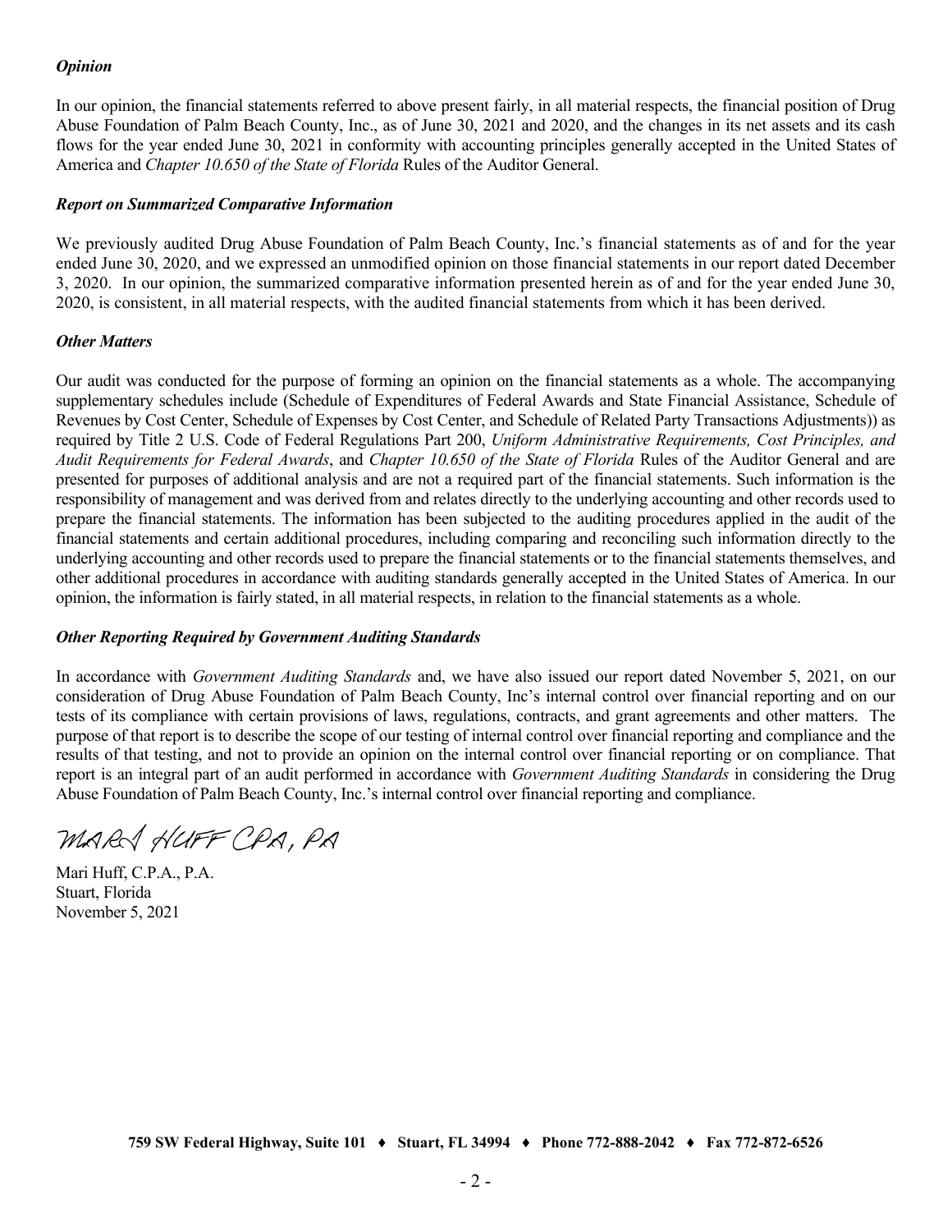### *Opinion*

In our opinion, the financial statements referred to above present fairly, in all material respects, the financial position of Drug Abuse Foundation of Palm Beach County, Inc., as of June 30, 2021 and 2020, and the changes in its net assets and its cash flows for the year ended June 30, 2021 in conformity with accounting principles generally accepted in the United States of America and *Chapter 10.650 of the State of Florida* Rules of the Auditor General.

### *Report on Summarized Comparative Information*

We previously audited Drug Abuse Foundation of Palm Beach County, Inc.'s financial statements as of and for the year ended June 30, 2020, and we expressed an unmodified opinion on those financial statements in our report dated December 3, 2020. In our opinion, the summarized comparative information presented herein as of and for the year ended June 30, 2020, is consistent, in all material respects, with the audited financial statements from which it has been derived.

### *Other Matters*

Our audit was conducted for the purpose of forming an opinion on the financial statements as a whole. The accompanying supplementary schedules include (Schedule of Expenditures of Federal Awards and State Financial Assistance, Schedule of Revenues by Cost Center, Schedule of Expenses by Cost Center, and Schedule of Related Party Transactions Adjustments)) as required by Title 2 U.S. Code of Federal Regulations Part 200, *Uniform Administrative Requirements, Cost Principles, and Audit Requirements for Federal Awards*, and *Chapter 10.650 of the State of Florida* Rules of the Auditor General and are presented for purposes of additional analysis and are not a required part of the financial statements. Such information is the responsibility of management and was derived from and relates directly to the underlying accounting and other records used to prepare the financial statements. The information has been subjected to the auditing procedures applied in the audit of the financial statements and certain additional procedures, including comparing and reconciling such information directly to the underlying accounting and other records used to prepare the financial statements or to the financial statements themselves, and other additional procedures in accordance with auditing standards generally accepted in the United States of America. In our opinion, the information is fairly stated, in all material respects, in relation to the financial statements as a whole.

### *Other Reporting Required by Government Auditing Standards*

In accordance with *Government Auditing Standards* and, we have also issued our report dated November 5, 2021, on our consideration of Drug Abuse Foundation of Palm Beach County, Inc's internal control over financial reporting and on our tests of its compliance with certain provisions of laws, regulations, contracts, and grant agreements and other matters. The purpose of that report is to describe the scope of our testing of internal control over financial reporting and compliance and the results of that testing, and not to provide an opinion on the internal control over financial reporting or on compliance. That report is an integral part of an audit performed in accordance with *Government Auditing Standards* in considering the Drug Abuse Foundation of Palm Beach County, Inc.'s internal control over financial reporting and compliance.

MARI HUFF CPA, PA

Mari Huff, C.P.A., P.A.
Stuart, Florida
November 5, 2021

759 SW Federal Highway, Suite 101 ♦ Stuart, FL 34994 ♦ Phone 772-888-2042 ♦ Fax 772-872-6526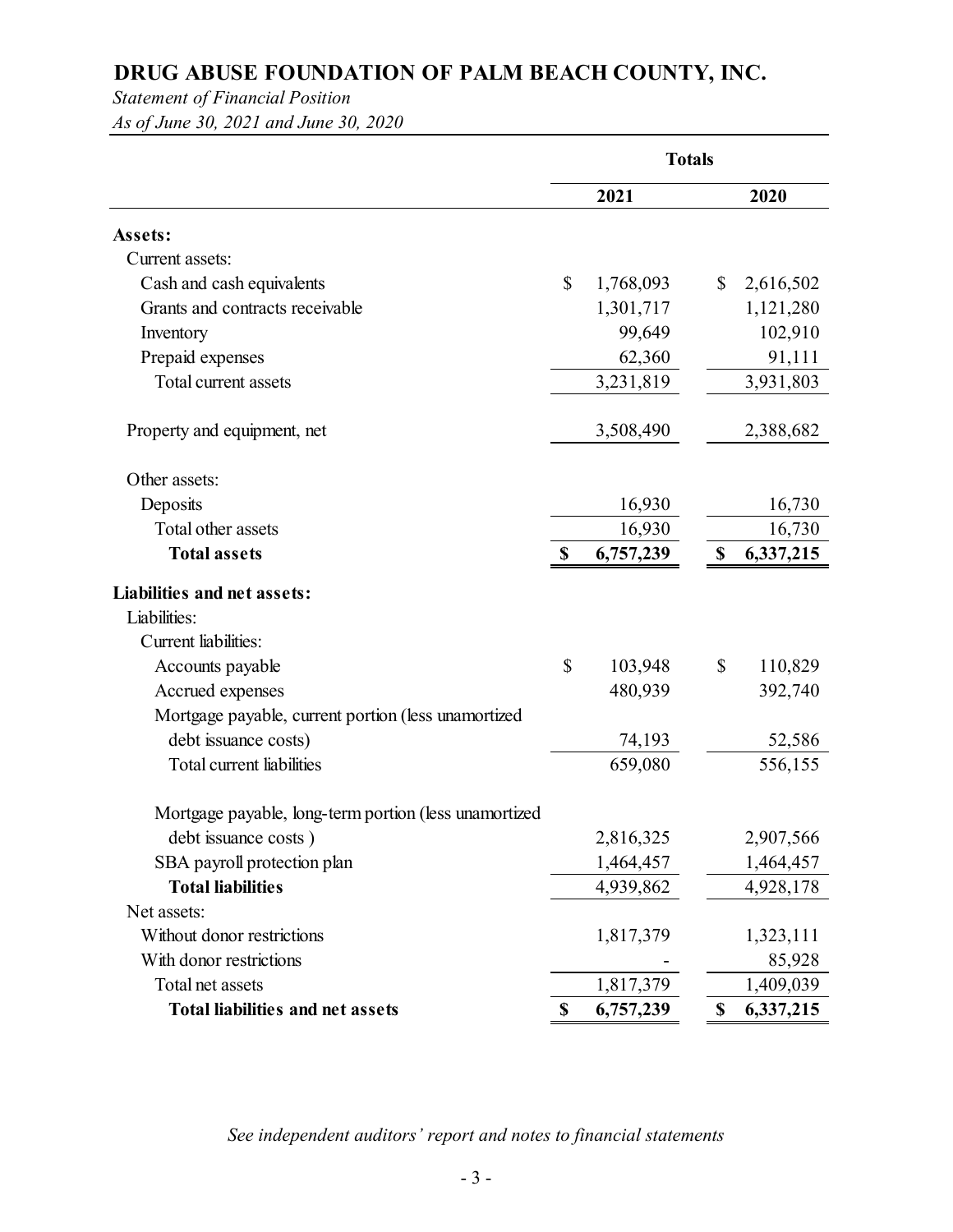# DRUG ABUSE FOUNDATION OF PALM BEACH COUNTY, INC.

*Statement of Financial Position*

*As of June 30, 2021 and June 30, 2020*

| | Totals | |
|---|---|---|
| | **2021** | **2020** |
| **Assets:** | | |
| Current assets: | | |
| Cash and cash equivalents | $ 1,768,093 | $ 2,616,502 |
| Grants and contracts receivable | 1,301,717 | 1,121,280 |
| Inventory | 99,649 | 102,910 |
| Prepaid expenses | 62,360 | 91,111 |
| Total current assets | 3,231,819 | 3,931,803 |
| Property and equipment, net | 3,508,490 | 2,388,682 |
| Other assets: | | |
| Deposits | 16,930 | 16,730 |
| Total other assets | 16,930 | 16,730 |
| **Total assets** | **$ 6,757,239** | **$ 6,337,215** |
| **Liabilities and net assets:** | | |
| Liabilities: | | |
| Current liabilities: | | |
| Accounts payable | $ 103,948 | $ 110,829 |
| Accrued expenses | 480,939 | 392,740 |
| Mortgage payable, current portion (less unamortized debt issuance costs) | 74,193 | 52,586 |
| Total current liabilities | 659,080 | 556,155 |
| Mortgage payable, long-term portion (less unamortized debt issuance costs ) | 2,816,325 | 2,907,566 |
| SBA payroll protection plan | 1,464,457 | 1,464,457 |
| **Total liabilities** | 4,939,862 | 4,928,178 |
| Net assets: | | |
| Without donor restrictions | 1,817,379 | 1,323,111 |
| With donor restrictions | - | 85,928 |
| Total net assets | 1,817,379 | 1,409,039 |
| **Total liabilities and net assets** | **$ 6,757,239** | **$ 6,337,215** |

*See independent auditors' report and notes to financial statements*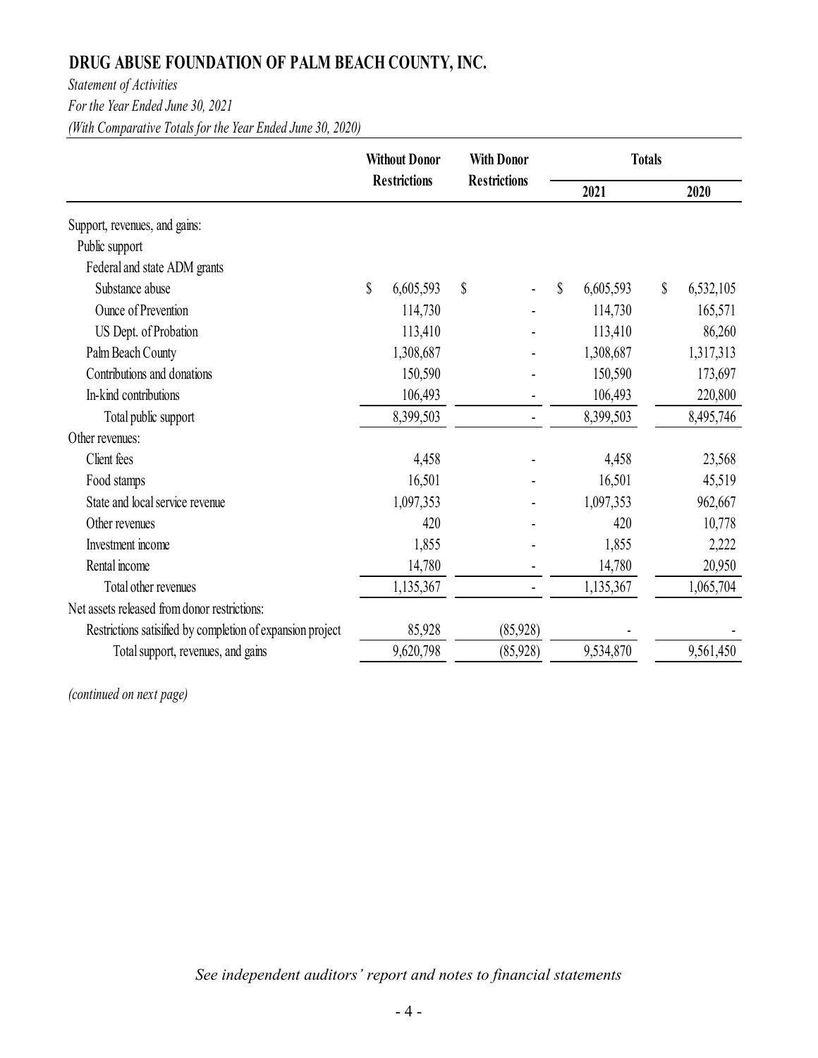# DRUG ABUSE FOUNDATION OF PALM BEACH COUNTY, INC.

*Statement of Activities*

*For the Year Ended June 30, 2021*

*(With Comparative Totals for the Year Ended June 30, 2020)*

| | Without Donor Restrictions | With Donor Restrictions | Totals | |
|---|---|---|---|---|
| | | | 2021 | 2020 |
| Support, revenues, and gains: | | | | |
| Public support | | | | |
| Federal and state ADM grants | | | | |
| Substance abuse | $ 6,605,593 | $ - | $ 6,605,593 | $ 6,532,105 |
| Ounce of Prevention | 114,730 | - | 114,730 | 165,571 |
| US Dept. of Probation | 113,410 | - | 113,410 | 86,260 |
| Palm Beach County | 1,308,687 | - | 1,308,687 | 1,317,313 |
| Contributions and donations | 150,590 | - | 150,590 | 173,697 |
| In-kind contributions | 106,493 | - | 106,493 | 220,800 |
| Total public support | 8,399,503 | - | 8,399,503 | 8,495,746 |
| Other revenues: | | | | |
| Client fees | 4,458 | - | 4,458 | 23,568 |
| Food stamps | 16,501 | - | 16,501 | 45,519 |
| State and local service revenue | 1,097,353 | - | 1,097,353 | 962,667 |
| Other revenues | 420 | - | 420 | 10,778 |
| Investment income | 1,855 | - | 1,855 | 2,222 |
| Rental income | 14,780 | - | 14,780 | 20,950 |
| Total other revenues | 1,135,367 | - | 1,135,367 | 1,065,704 |
| Net assets released from donor restrictions: | | | | |
| Restrictions satisified by completion of expansion project | 85,928 | (85,928) | - | - |
| Total support, revenues, and gains | 9,620,798 | (85,928) | 9,534,870 | 9,561,450 |

*(continued on next page)*

*See independent auditors' report and notes to financial statements*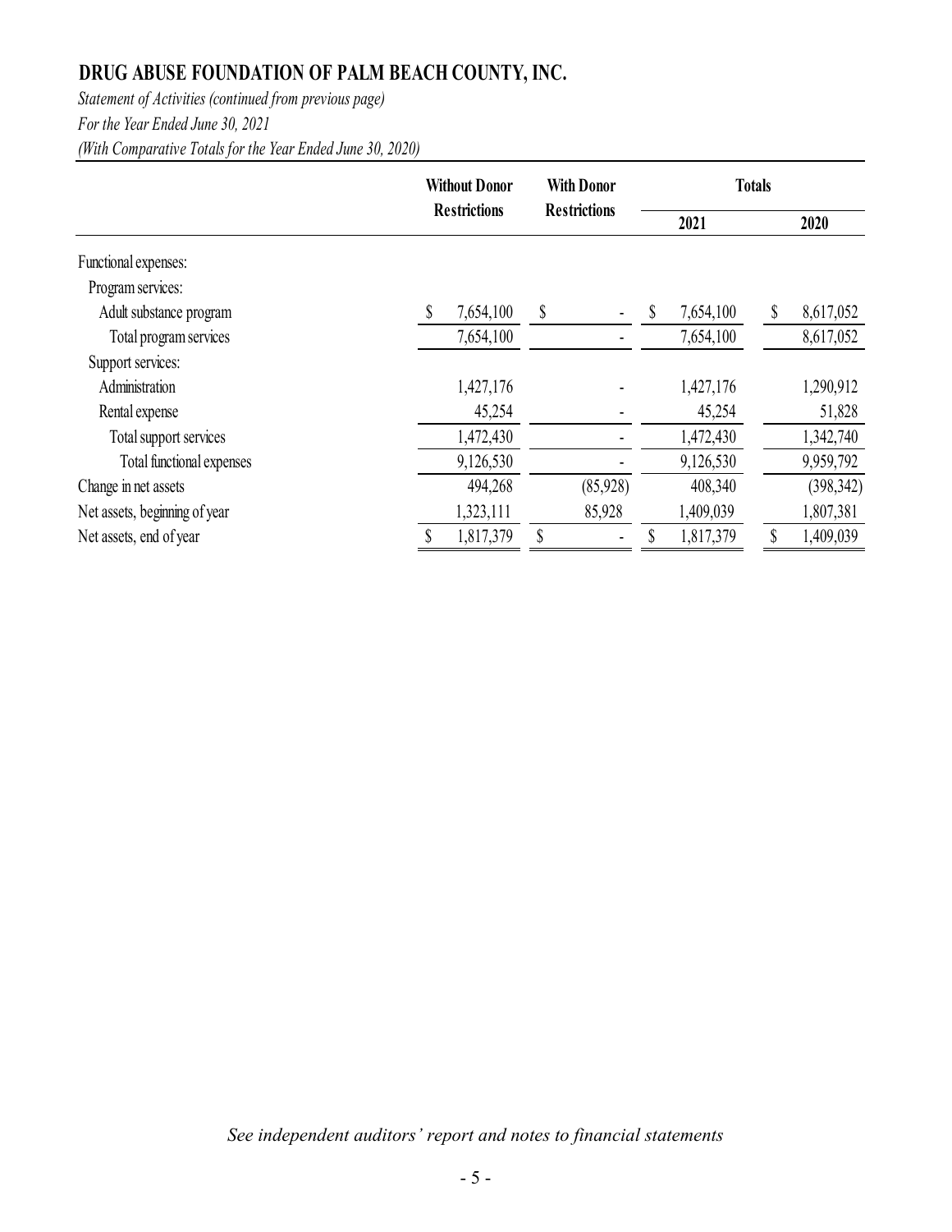# DRUG ABUSE FOUNDATION OF PALM BEACH COUNTY, INC.

*Statement of Activities (continued from previous page)*

*For the Year Ended June 30, 2021*

*(With Comparative Totals for the Year Ended June 30, 2020)*

| | Without Donor Restrictions | With Donor Restrictions | Totals | |
|---|---|---|---|---|
| | | | 2021 | 2020 |
| Functional expenses: | | | | |
| Program services: | | | | |
| Adult substance program | $ 7,654,100 | $ - | $ 7,654,100 | $ 8,617,052 |
| Total program services | 7,654,100 | - | 7,654,100 | 8,617,052 |
| Support services: | | | | |
| Administration | 1,427,176 | - | 1,427,176 | 1,290,912 |
| Rental expense | 45,254 | - | 45,254 | 51,828 |
| Total support services | 1,472,430 | - | 1,472,430 | 1,342,740 |
| Total functional expenses | 9,126,530 | - | 9,126,530 | 9,959,792 |
| Change in net assets | 494,268 | (85,928) | 408,340 | (398,342) |
| Net assets, beginning of year | 1,323,111 | 85,928 | 1,409,039 | 1,807,381 |
| Net assets, end of year | $ 1,817,379 | $ - | $ 1,817,379 | $ 1,409,039 |

*See independent auditors' report and notes to financial statements*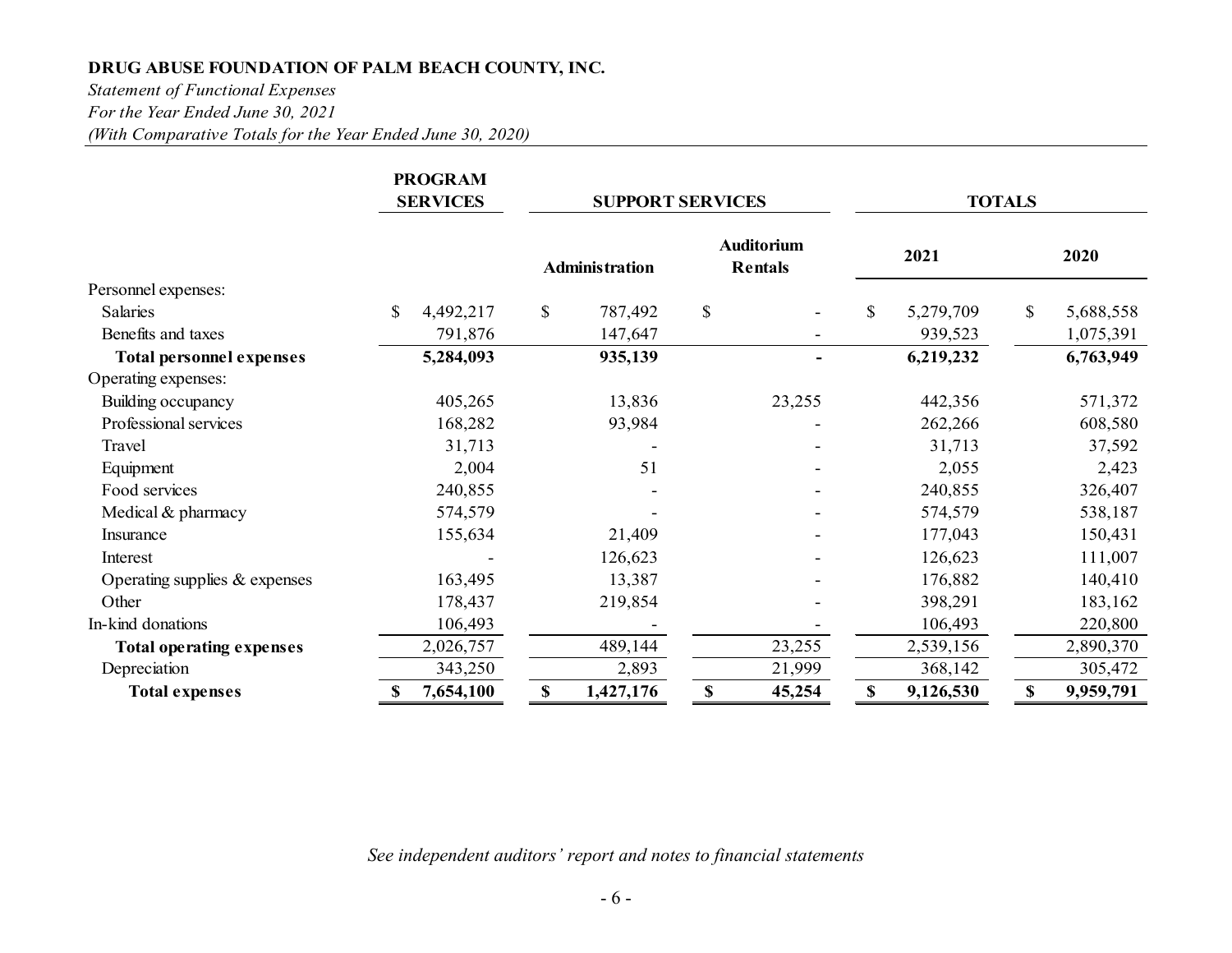**DRUG ABUSE FOUNDATION OF PALM BEACH COUNTY, INC.**

*Statement of Functional Expenses*

*For the Year Ended June 30, 2021*

*(With Comparative Totals for the Year Ended June 30, 2020)*

| | PROGRAM SERVICES | SUPPORT SERVICES | | TOTALS | |
|---|---|---|---|---|---|
| | | Administration | Auditorium Rentals | 2021 | 2020 |
| Personnel expenses: | | | | | |
| Salaries | $ 4,492,217 | $ 787,492 | $ - | $ 5,279,709 | $ 5,688,558 |
| Benefits and taxes | 791,876 | 147,647 | - | 939,523 | 1,075,391 |
| **Total personnel expenses** | **5,284,093** | **935,139** | **-** | **6,219,232** | **6,763,949** |
| Operating expenses: | | | | | |
| Building occupancy | 405,265 | 13,836 | 23,255 | 442,356 | 571,372 |
| Professional services | 168,282 | 93,984 | - | 262,266 | 608,580 |
| Travel | 31,713 | - | - | 31,713 | 37,592 |
| Equipment | 2,004 | 51 | - | 2,055 | 2,423 |
| Food services | 240,855 | - | - | 240,855 | 326,407 |
| Medical & pharmacy | 574,579 | - | - | 574,579 | 538,187 |
| Insurance | 155,634 | 21,409 | - | 177,043 | 150,431 |
| Interest | - | 126,623 | - | 126,623 | 111,007 |
| Operating supplies & expenses | 163,495 | 13,387 | - | 176,882 | 140,410 |
| Other | 178,437 | 219,854 | - | 398,291 | 183,162 |
| In-kind donations | 106,493 | - | - | 106,493 | 220,800 |
| **Total operating expenses** | 2,026,757 | 489,144 | 23,255 | 2,539,156 | 2,890,370 |
| Depreciation | 343,250 | 2,893 | 21,999 | 368,142 | 305,472 |
| **Total expenses** | **$ 7,654,100** | **$ 1,427,176** | **$ 45,254** | **$ 9,126,530** | **$ 9,959,791** |

*See independent auditors' report and notes to financial statements*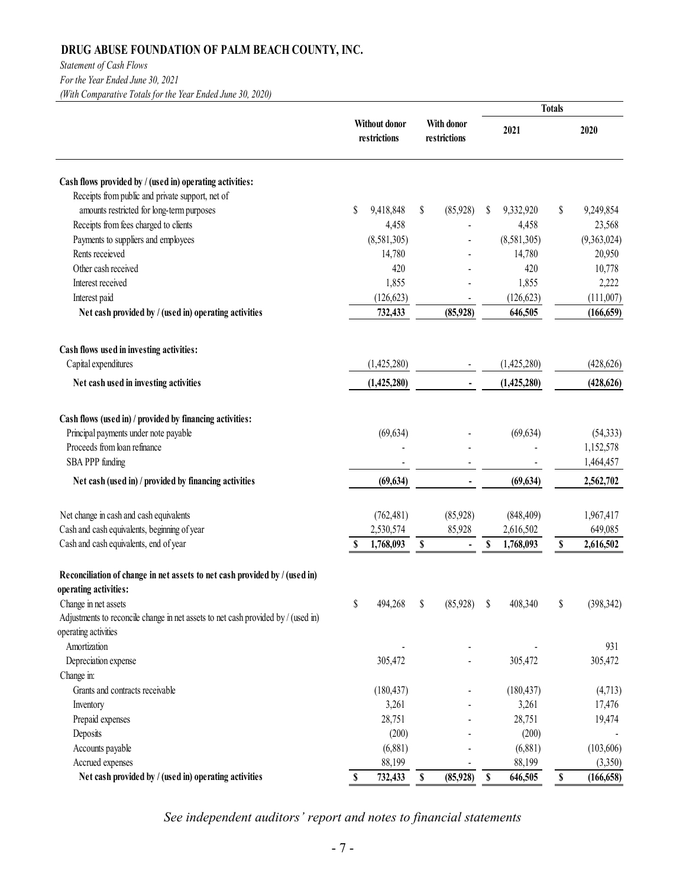## DRUG ABUSE FOUNDATION OF PALM BEACH COUNTY, INC.

*Statement of Cash Flows*
*For the Year Ended June 30, 2021*
*(With Comparative Totals for the Year Ended June 30, 2020)*

| | Without donor restrictions | With donor restrictions | Totals 2021 | Totals 2020 |
|---|---|---|---|---|
| **Cash flows provided by / (used in) operating activities:** | | | | |
| Receipts from public and private support, net of amounts restricted for long-term purposes | $ 9,418,848 | $ (85,928) | $ 9,332,920 | $ 9,249,854 |
| Receipts from fees charged to clients | 4,458 | - | 4,458 | 23,568 |
| Payments to suppliers and employees | (8,581,305) | - | (8,581,305) | (9,363,024) |
| Rents receieved | 14,780 | - | 14,780 | 20,950 |
| Other cash received | 420 | - | 420 | 10,778 |
| Interest received | 1,855 | - | 1,855 | 2,222 |
| Interest paid | (126,623) | - | (126,623) | (111,007) |
| **Net cash provided by / (used in) operating activities** | **732,433** | **(85,928)** | **646,505** | **(166,659)** |
| **Cash flows used in investing activities:** | | | | |
| Capital expenditures | (1,425,280) | - | (1,425,280) | (428,626) |
| **Net cash used in investing activities** | **(1,425,280)** | **-** | **(1,425,280)** | **(428,626)** |
| **Cash flows (used in) / provided by financing activities:** | | | | |
| Principal payments under note payable | (69,634) | - | (69,634) | (54,333) |
| Proceeds from loan refinance | - | - | - | 1,152,578 |
| SBA PPP funding | - | - | - | 1,464,457 |
| **Net cash (used in) / provided by financing activities** | **(69,634)** | **-** | **(69,634)** | **2,562,702** |
| Net change in cash and cash equivalents | (762,481) | (85,928) | (848,409) | 1,967,417 |
| Cash and cash equivalents, beginning of year | 2,530,574 | 85,928 | 2,616,502 | 649,085 |
| Cash and cash equivalents, end of year | **$ 1,768,093** | **$ -** | **$ 1,768,093** | **$ 2,616,502** |
| **Reconciliation of change in net assets to net cash provided by / (used in) operating activities:** | | | | |
| Change in net assets | $ 494,268 | $ (85,928) | $ 408,340 | $ (398,342) |
| Adjustments to reconcile change in net assets to net cash provided by / (used in) operating activities | | | | |
| Amortization | - | - | - | 931 |
| Depreciation expense | 305,472 | - | 305,472 | 305,472 |
| Change in: | | | | |
| Grants and contracts receivable | (180,437) | - | (180,437) | (4,713) |
| Inventory | 3,261 | - | 3,261 | 17,476 |
| Prepaid expenses | 28,751 | - | 28,751 | 19,474 |
| Deposits | (200) | - | (200) | - |
| Accounts payable | (6,881) | - | (6,881) | (103,606) |
| Accrued expenses | 88,199 | - | 88,199 | (3,350) |
| **Net cash provided by / (used in) operating activities** | **$ 732,433** | **$ (85,928)** | **$ 646,505** | **$ (166,658)** |

*See independent auditors' report and notes to financial statements*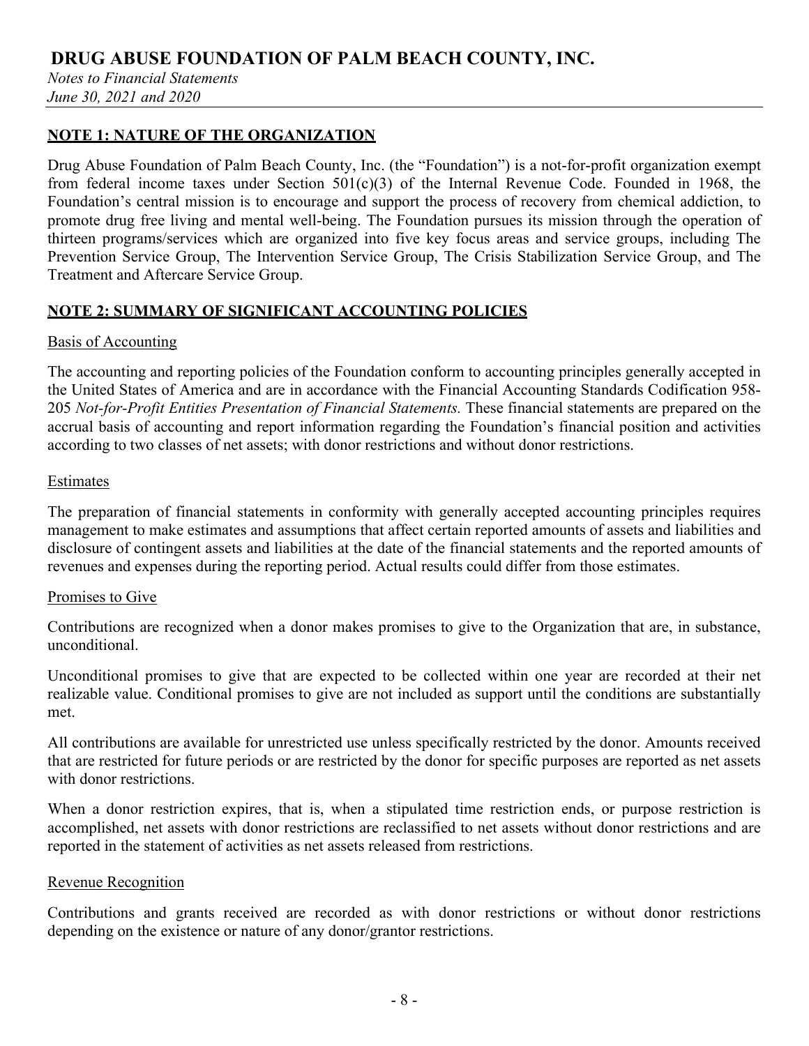# DRUG ABUSE FOUNDATION OF PALM BEACH COUNTY, INC.

*Notes to Financial Statements*
*June 30, 2021 and 2020*

## NOTE 1: NATURE OF THE ORGANIZATION

Drug Abuse Foundation of Palm Beach County, Inc. (the "Foundation") is a not-for-profit organization exempt from federal income taxes under Section 501(c)(3) of the Internal Revenue Code. Founded in 1968, the Foundation's central mission is to encourage and support the process of recovery from chemical addiction, to promote drug free living and mental well-being. The Foundation pursues its mission through the operation of thirteen programs/services which are organized into five key focus areas and service groups, including The Prevention Service Group, The Intervention Service Group, The Crisis Stabilization Service Group, and The Treatment and Aftercare Service Group.

## NOTE 2: SUMMARY OF SIGNIFICANT ACCOUNTING POLICIES

### Basis of Accounting

The accounting and reporting policies of the Foundation conform to accounting principles generally accepted in the United States of America and are in accordance with the Financial Accounting Standards Codification 958-205 *Not-for-Profit Entities Presentation of Financial Statements.* These financial statements are prepared on the accrual basis of accounting and report information regarding the Foundation's financial position and activities according to two classes of net assets; with donor restrictions and without donor restrictions.

### Estimates

The preparation of financial statements in conformity with generally accepted accounting principles requires management to make estimates and assumptions that affect certain reported amounts of assets and liabilities and disclosure of contingent assets and liabilities at the date of the financial statements and the reported amounts of revenues and expenses during the reporting period. Actual results could differ from those estimates.

### Promises to Give

Contributions are recognized when a donor makes promises to give to the Organization that are, in substance, unconditional.

Unconditional promises to give that are expected to be collected within one year are recorded at their net realizable value. Conditional promises to give are not included as support until the conditions are substantially met.

All contributions are available for unrestricted use unless specifically restricted by the donor. Amounts received that are restricted for future periods or are restricted by the donor for specific purposes are reported as net assets with donor restrictions.

When a donor restriction expires, that is, when a stipulated time restriction ends, or purpose restriction is accomplished, net assets with donor restrictions are reclassified to net assets without donor restrictions and are reported in the statement of activities as net assets released from restrictions.

### Revenue Recognition

Contributions and grants received are recorded as with donor restrictions or without donor restrictions depending on the existence or nature of any donor/grantor restrictions.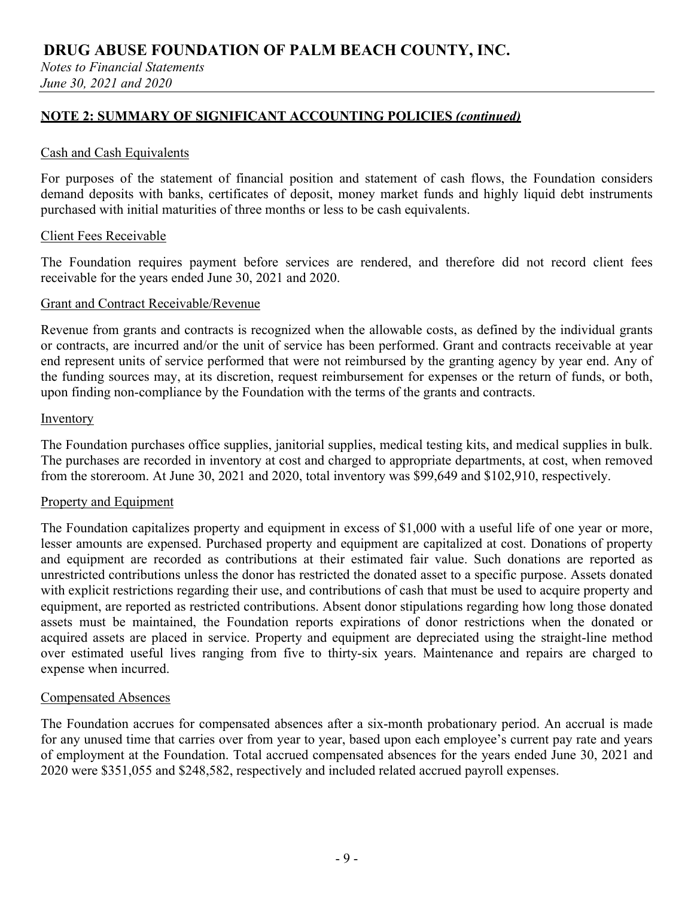## NOTE 2: SUMMARY OF SIGNIFICANT ACCOUNTING POLICIES *(continued)*

### Cash and Cash Equivalents

For purposes of the statement of financial position and statement of cash flows, the Foundation considers demand deposits with banks, certificates of deposit, money market funds and highly liquid debt instruments purchased with initial maturities of three months or less to be cash equivalents.

### Client Fees Receivable

The Foundation requires payment before services are rendered, and therefore did not record client fees receivable for the years ended June 30, 2021 and 2020.

### Grant and Contract Receivable/Revenue

Revenue from grants and contracts is recognized when the allowable costs, as defined by the individual grants or contracts, are incurred and/or the unit of service has been performed. Grant and contracts receivable at year end represent units of service performed that were not reimbursed by the granting agency by year end. Any of the funding sources may, at its discretion, request reimbursement for expenses or the return of funds, or both, upon finding non-compliance by the Foundation with the terms of the grants and contracts.

### Inventory

The Foundation purchases office supplies, janitorial supplies, medical testing kits, and medical supplies in bulk. The purchases are recorded in inventory at cost and charged to appropriate departments, at cost, when removed from the storeroom. At June 30, 2021 and 2020, total inventory was $99,649 and $102,910, respectively.

### Property and Equipment

The Foundation capitalizes property and equipment in excess of $1,000 with a useful life of one year or more, lesser amounts are expensed. Purchased property and equipment are capitalized at cost. Donations of property and equipment are recorded as contributions at their estimated fair value. Such donations are reported as unrestricted contributions unless the donor has restricted the donated asset to a specific purpose. Assets donated with explicit restrictions regarding their use, and contributions of cash that must be used to acquire property and equipment, are reported as restricted contributions. Absent donor stipulations regarding how long those donated assets must be maintained, the Foundation reports expirations of donor restrictions when the donated or acquired assets are placed in service. Property and equipment are depreciated using the straight-line method over estimated useful lives ranging from five to thirty-six years. Maintenance and repairs are charged to expense when incurred.

### Compensated Absences

The Foundation accrues for compensated absences after a six-month probationary period. An accrual is made for any unused time that carries over from year to year, based upon each employee's current pay rate and years of employment at the Foundation. Total accrued compensated absences for the years ended June 30, 2021 and 2020 were $351,055 and $248,582, respectively and included related accrued payroll expenses.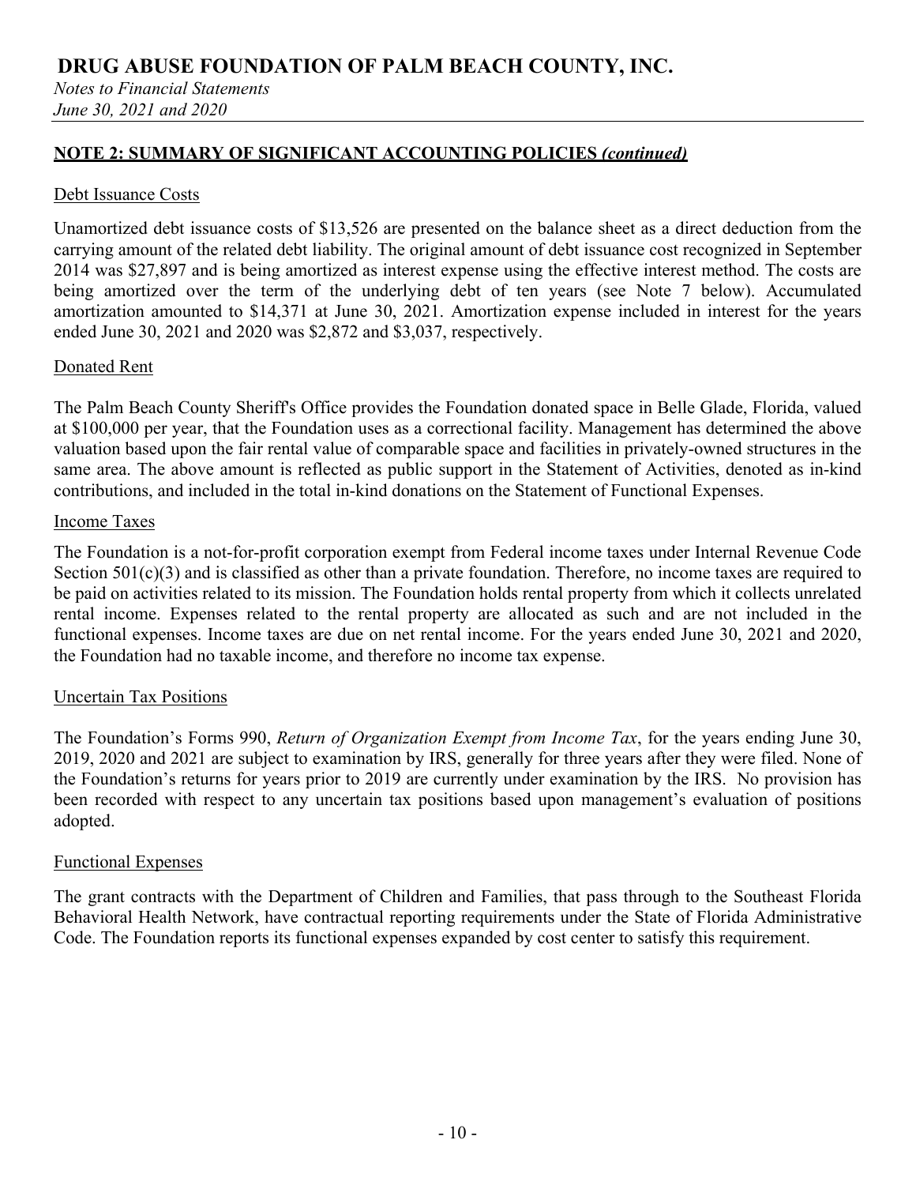## NOTE 2: SUMMARY OF SIGNIFICANT ACCOUNTING POLICIES *(continued)*

Debt Issuance Costs

Unamortized debt issuance costs of $13,526 are presented on the balance sheet as a direct deduction from the carrying amount of the related debt liability. The original amount of debt issuance cost recognized in September 2014 was $27,897 and is being amortized as interest expense using the effective interest method. The costs are being amortized over the term of the underlying debt of ten years (see Note 7 below). Accumulated amortization amounted to $14,371 at June 30, 2021. Amortization expense included in interest for the years ended June 30, 2021 and 2020 was $2,872 and $3,037, respectively.

Donated Rent

The Palm Beach County Sheriff's Office provides the Foundation donated space in Belle Glade, Florida, valued at $100,000 per year, that the Foundation uses as a correctional facility. Management has determined the above valuation based upon the fair rental value of comparable space and facilities in privately-owned structures in the same area. The above amount is reflected as public support in the Statement of Activities, denoted as in-kind contributions, and included in the total in-kind donations on the Statement of Functional Expenses.

Income Taxes

The Foundation is a not-for-profit corporation exempt from Federal income taxes under Internal Revenue Code Section 501(c)(3) and is classified as other than a private foundation. Therefore, no income taxes are required to be paid on activities related to its mission. The Foundation holds rental property from which it collects unrelated rental income. Expenses related to the rental property are allocated as such and are not included in the functional expenses. Income taxes are due on net rental income. For the years ended June 30, 2021 and 2020, the Foundation had no taxable income, and therefore no income tax expense.

Uncertain Tax Positions

The Foundation's Forms 990, *Return of Organization Exempt from Income Tax*, for the years ending June 30, 2019, 2020 and 2021 are subject to examination by IRS, generally for three years after they were filed. None of the Foundation's returns for years prior to 2019 are currently under examination by the IRS. No provision has been recorded with respect to any uncertain tax positions based upon management's evaluation of positions adopted.

Functional Expenses

The grant contracts with the Department of Children and Families, that pass through to the Southeast Florida Behavioral Health Network, have contractual reporting requirements under the State of Florida Administrative Code. The Foundation reports its functional expenses expanded by cost center to satisfy this requirement.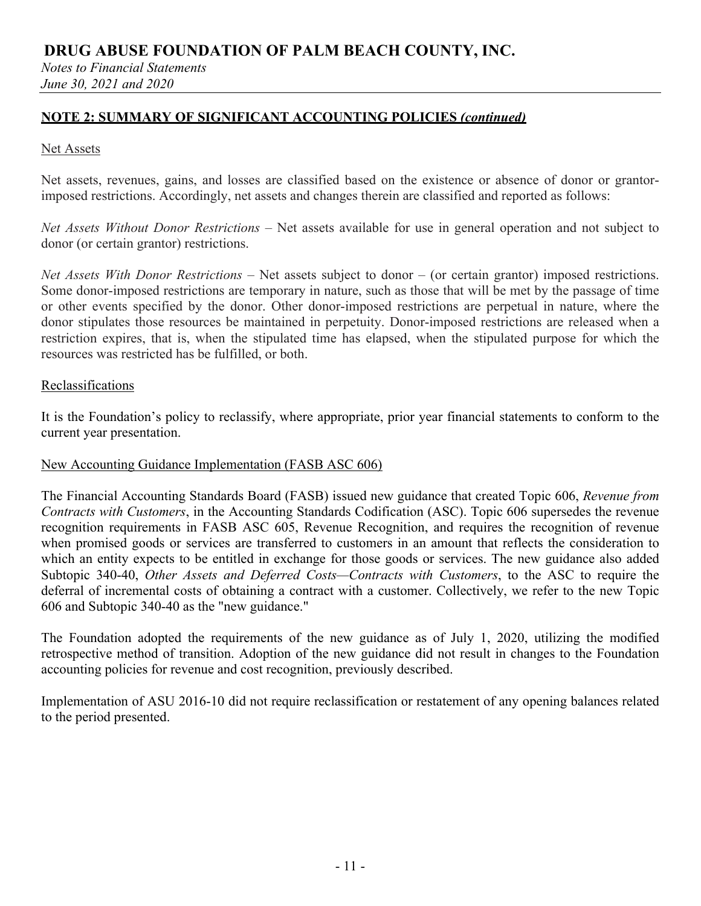## NOTE 2: SUMMARY OF SIGNIFICANT ACCOUNTING POLICIES *(continued)*

Net Assets

Net assets, revenues, gains, and losses are classified based on the existence or absence of donor or grantor-imposed restrictions. Accordingly, net assets and changes therein are classified and reported as follows:

*Net Assets Without Donor Restrictions* – Net assets available for use in general operation and not subject to donor (or certain grantor) restrictions.

*Net Assets With Donor Restrictions* – Net assets subject to donor – (or certain grantor) imposed restrictions. Some donor-imposed restrictions are temporary in nature, such as those that will be met by the passage of time or other events specified by the donor. Other donor-imposed restrictions are perpetual in nature, where the donor stipulates those resources be maintained in perpetuity. Donor-imposed restrictions are released when a restriction expires, that is, when the stipulated time has elapsed, when the stipulated purpose for which the resources was restricted has be fulfilled, or both.

Reclassifications

It is the Foundation's policy to reclassify, where appropriate, prior year financial statements to conform to the current year presentation.

New Accounting Guidance Implementation (FASB ASC 606)

The Financial Accounting Standards Board (FASB) issued new guidance that created Topic 606, *Revenue from Contracts with Customers*, in the Accounting Standards Codification (ASC). Topic 606 supersedes the revenue recognition requirements in FASB ASC 605, Revenue Recognition, and requires the recognition of revenue when promised goods or services are transferred to customers in an amount that reflects the consideration to which an entity expects to be entitled in exchange for those goods or services. The new guidance also added Subtopic 340-40, *Other Assets and Deferred Costs—Contracts with Customers*, to the ASC to require the deferral of incremental costs of obtaining a contract with a customer. Collectively, we refer to the new Topic 606 and Subtopic 340-40 as the "new guidance."

The Foundation adopted the requirements of the new guidance as of July 1, 2020, utilizing the modified retrospective method of transition. Adoption of the new guidance did not result in changes to the Foundation accounting policies for revenue and cost recognition, previously described.

Implementation of ASU 2016-10 did not require reclassification or restatement of any opening balances related to the period presented.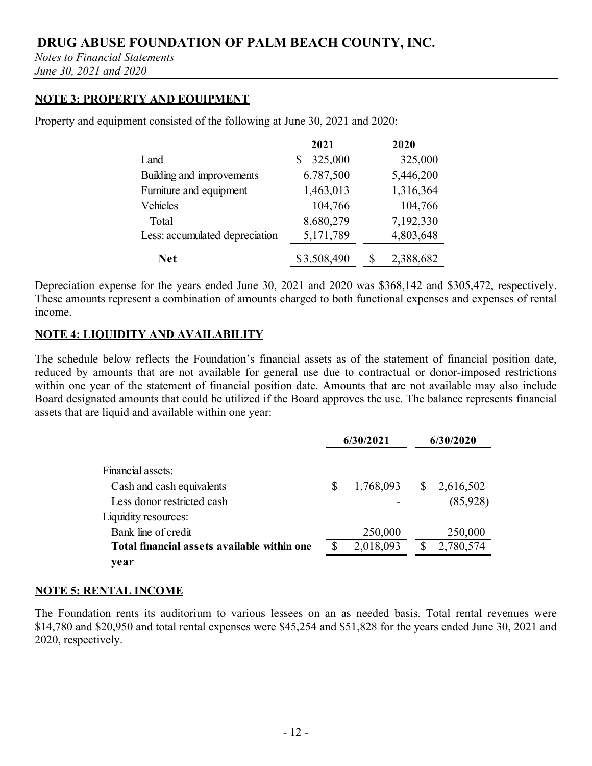## NOTE 3: PROPERTY AND EQUIPMENT

Property and equipment consisted of the following at June 30, 2021 and 2020:

| | 2021 | 2020 |
|---|---|---|
| Land | $ 325,000 | 325,000 |
| Building and improvements | 6,787,500 | 5,446,200 |
| Furniture and equipment | 1,463,013 | 1,316,364 |
| Vehicles | 104,766 | 104,766 |
| Total | 8,680,279 | 7,192,330 |
| Less: accumulated depreciation | 5,171,789 | 4,803,648 |
| **Net** | $3,508,490 | $ 2,388,682 |

Depreciation expense for the years ended June 30, 2021 and 2020 was $368,142 and $305,472, respectively. These amounts represent a combination of amounts charged to both functional expenses and expenses of rental income.

## NOTE 4: LIQUIDITY AND AVAILABILITY

The schedule below reflects the Foundation's financial assets as of the statement of financial position date, reduced by amounts that are not available for general use due to contractual or donor-imposed restrictions within one year of the statement of financial position date. Amounts that are not available may also include Board designated amounts that could be utilized if the Board approves the use. The balance represents financial assets that are liquid and available within one year:

| | 6/30/2021 | 6/30/2020 |
|---|---|---|
| Financial assets: | | |
| Cash and cash equivalents | $ 1,768,093 | $ 2,616,502 |
| Less donor restricted cash | - | (85,928) |
| Liquidity resources: | | |
| Bank line of credit | 250,000 | 250,000 |
| **Total financial assets available within one year** | $ 2,018,093 | $ 2,780,574 |

## NOTE 5: RENTAL INCOME

The Foundation rents its auditorium to various lessees on an as needed basis. Total rental revenues were $14,780 and $20,950 and total rental expenses were $45,254 and $51,828 for the years ended June 30, 2021 and 2020, respectively.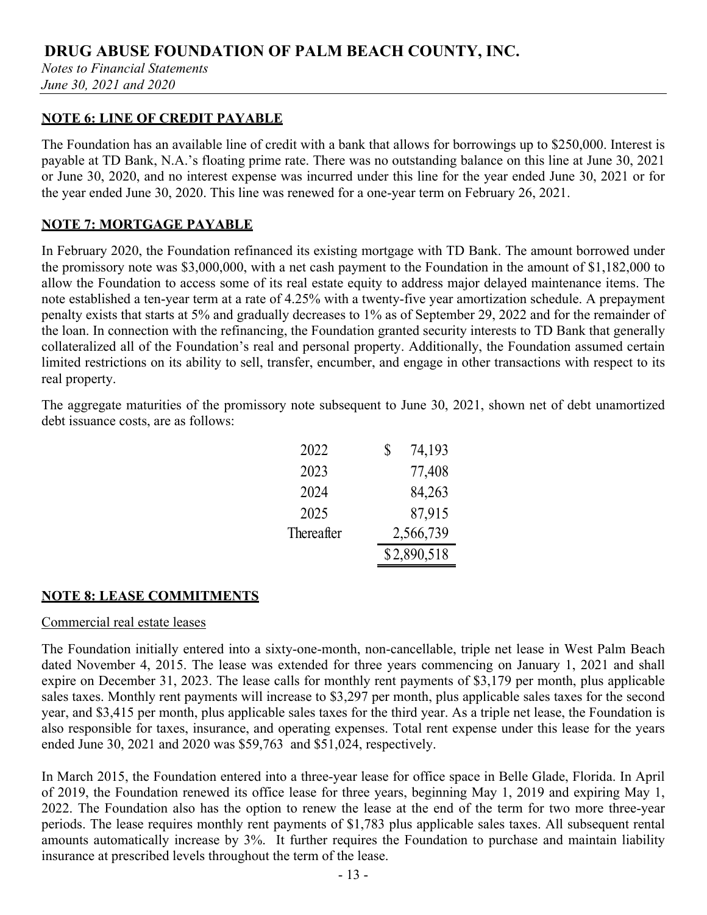**NOTE 6: LINE OF CREDIT PAYABLE**

The Foundation has an available line of credit with a bank that allows for borrowings up to $250,000. Interest is payable at TD Bank, N.A.'s floating prime rate. There was no outstanding balance on this line at June 30, 2021 or June 30, 2020, and no interest expense was incurred under this line for the year ended June 30, 2021 or for the year ended June 30, 2020. This line was renewed for a one-year term on February 26, 2021.

**NOTE 7: MORTGAGE PAYABLE**

In February 2020, the Foundation refinanced its existing mortgage with TD Bank. The amount borrowed under the promissory note was $3,000,000, with a net cash payment to the Foundation in the amount of $1,182,000 to allow the Foundation to access some of its real estate equity to address major delayed maintenance items. The note established a ten-year term at a rate of 4.25% with a twenty-five year amortization schedule. A prepayment penalty exists that starts at 5% and gradually decreases to 1% as of September 29, 2022 and for the remainder of the loan. In connection with the refinancing, the Foundation granted security interests to TD Bank that generally collateralized all of the Foundation's real and personal property. Additionally, the Foundation assumed certain limited restrictions on its ability to sell, transfer, encumber, and engage in other transactions with respect to its real property.

The aggregate maturities of the promissory note subsequent to June 30, 2021, shown net of debt unamortized debt issuance costs, are as follows:

| | |
|---|---|
| 2022 | $ 74,193 |
| 2023 | 77,408 |
| 2024 | 84,263 |
| 2025 | 87,915 |
| Thereafter | 2,566,739 |
| | $2,890,518 |

**NOTE 8: LEASE COMMITMENTS**

Commercial real estate leases

The Foundation initially entered into a sixty-one-month, non-cancellable, triple net lease in West Palm Beach dated November 4, 2015. The lease was extended for three years commencing on January 1, 2021 and shall expire on December 31, 2023. The lease calls for monthly rent payments of $3,179 per month, plus applicable sales taxes. Monthly rent payments will increase to $3,297 per month, plus applicable sales taxes for the second year, and $3,415 per month, plus applicable sales taxes for the third year. As a triple net lease, the Foundation is also responsible for taxes, insurance, and operating expenses. Total rent expense under this lease for the years ended June 30, 2021 and 2020 was $59,763 and $51,024, respectively.

In March 2015, the Foundation entered into a three-year lease for office space in Belle Glade, Florida. In April of 2019, the Foundation renewed its office lease for three years, beginning May 1, 2019 and expiring May 1, 2022. The Foundation also has the option to renew the lease at the end of the term for two more three-year periods. The lease requires monthly rent payments of $1,783 plus applicable sales taxes. All subsequent rental amounts automatically increase by 3%. It further requires the Foundation to purchase and maintain liability insurance at prescribed levels throughout the term of the lease.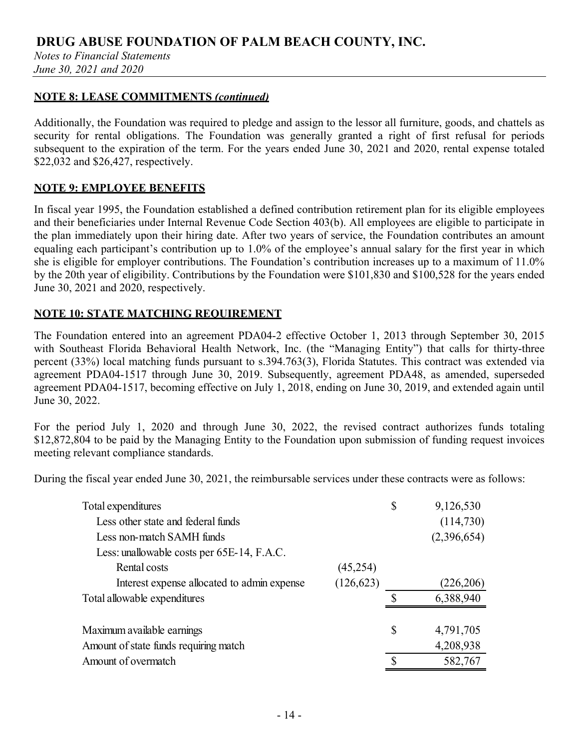**DRUG ABUSE FOUNDATION OF PALM BEACH COUNTY, INC.**

*Notes to Financial Statements*
*June 30, 2021 and 2020*

**NOTE 8: LEASE COMMITMENTS *(continued)***

Additionally, the Foundation was required to pledge and assign to the lessor all furniture, goods, and chattels as security for rental obligations. The Foundation was generally granted a right of first refusal for periods subsequent to the expiration of the term. For the years ended June 30, 2021 and 2020, rental expense totaled $22,032 and $26,427, respectively.

**NOTE 9: EMPLOYEE BENEFITS**

In fiscal year 1995, the Foundation established a defined contribution retirement plan for its eligible employees and their beneficiaries under Internal Revenue Code Section 403(b). All employees are eligible to participate in the plan immediately upon their hiring date. After two years of service, the Foundation contributes an amount equaling each participant's contribution up to 1.0% of the employee's annual salary for the first year in which she is eligible for employer contributions. The Foundation's contribution increases up to a maximum of 11.0% by the 20th year of eligibility. Contributions by the Foundation were $101,830 and $100,528 for the years ended June 30, 2021 and 2020, respectively.

**NOTE 10: STATE MATCHING REQUIREMENT**

The Foundation entered into an agreement PDA04-2 effective October 1, 2013 through September 30, 2015 with Southeast Florida Behavioral Health Network, Inc. (the "Managing Entity") that calls for thirty-three percent (33%) local matching funds pursuant to s.394.763(3), Florida Statutes. This contract was extended via agreement PDA04-1517 through June 30, 2019. Subsequently, agreement PDA48, as amended, superseded agreement PDA04-1517, becoming effective on July 1, 2018, ending on June 30, 2019, and extended again until June 30, 2022.

For the period July 1, 2020 and through June 30, 2022, the revised contract authorizes funds totaling $12,872,804 to be paid by the Managing Entity to the Foundation upon submission of funding request invoices meeting relevant compliance standards.

During the fiscal year ended June 30, 2021, the reimbursable services under these contracts were as follows:

| | | |
|---|---|---|
| Total expenditures | | $ 9,126,530 |
| Less other state and federal funds | | (114,730) |
| Less non-match SAMH funds | | (2,396,654) |
| Less: unallowable costs per 65E-14, F.A.C. | | |
| Rental costs | (45,254) | |
| Interest expense allocated to admin expense | (126,623) | (226,206) |
| Total allowable expenditures | | $ 6,388,940 |
| | | |
| Maximum available earnings | | $ 4,791,705 |
| Amount of state funds requiring match | | 4,208,938 |
| Amount of overmatch | | $ 582,767 |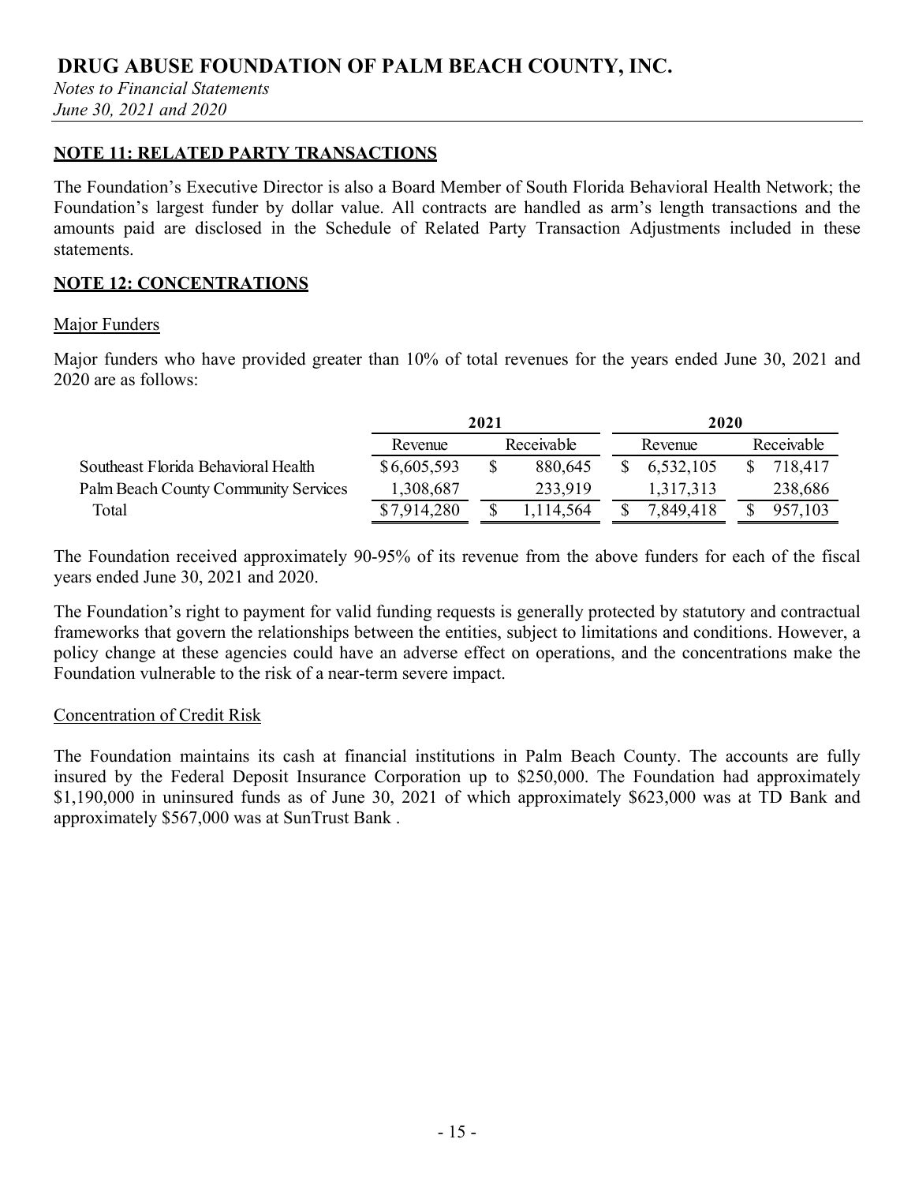# DRUG ABUSE FOUNDATION OF PALM BEACH COUNTY, INC.

*Notes to Financial Statements*
*June 30, 2021 and 2020*

## NOTE 11: RELATED PARTY TRANSACTIONS

The Foundation's Executive Director is also a Board Member of South Florida Behavioral Health Network; the Foundation's largest funder by dollar value. All contracts are handled as arm's length transactions and the amounts paid are disclosed in the Schedule of Related Party Transaction Adjustments included in these statements.

## NOTE 12: CONCENTRATIONS

### Major Funders

Major funders who have provided greater than 10% of total revenues for the years ended June 30, 2021 and 2020 are as follows:

| | 2021 | | 2020 | |
|---|---|---|---|---|
| | Revenue | Receivable | Revenue | Receivable |
| Southeast Florida Behavioral Health | $ 6,605,593 | $ 880,645 | $ 6,532,105 | $ 718,417 |
| Palm Beach County Community Services | 1,308,687 | 233,919 | 1,317,313 | 238,686 |
| Total | $ 7,914,280 | $ 1,114,564 | $ 7,849,418 | $ 957,103 |

The Foundation received approximately 90-95% of its revenue from the above funders for each of the fiscal years ended June 30, 2021 and 2020.

The Foundation's right to payment for valid funding requests is generally protected by statutory and contractual frameworks that govern the relationships between the entities, subject to limitations and conditions. However, a policy change at these agencies could have an adverse effect on operations, and the concentrations make the Foundation vulnerable to the risk of a near-term severe impact.

### Concentration of Credit Risk

The Foundation maintains its cash at financial institutions in Palm Beach County. The accounts are fully insured by the Federal Deposit Insurance Corporation up to $250,000. The Foundation had approximately $1,190,000 in uninsured funds as of June 30, 2021 of which approximately $623,000 was at TD Bank and approximately $567,000 was at SunTrust Bank .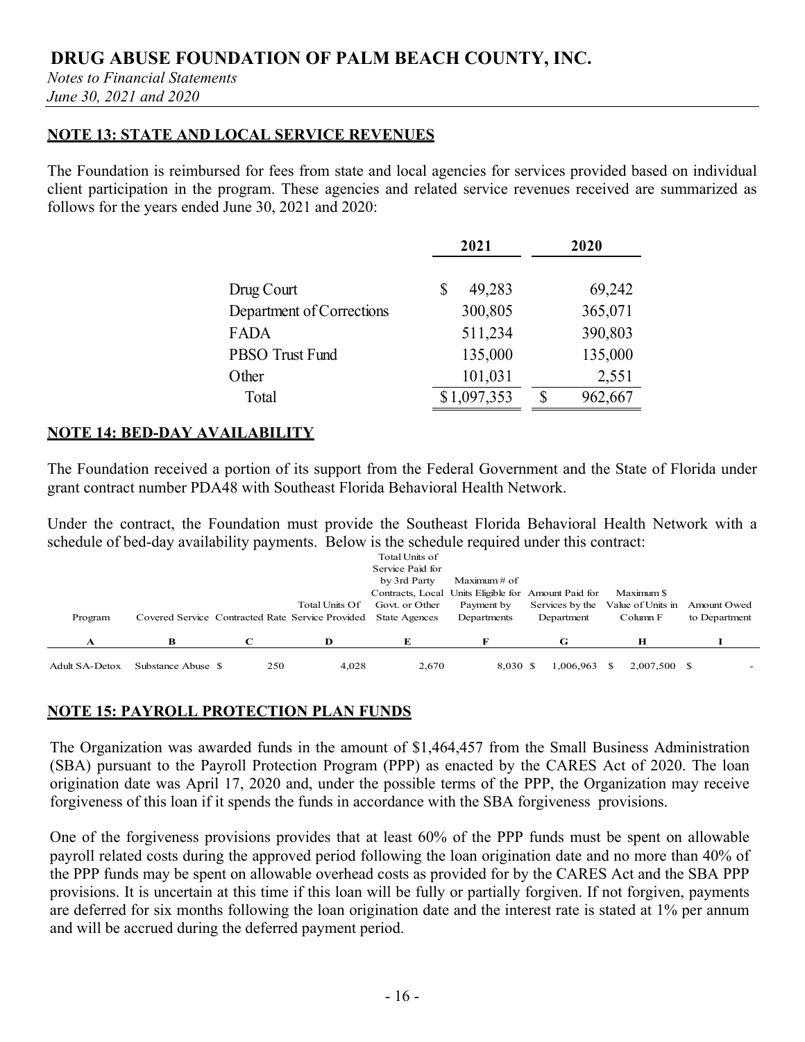# DRUG ABUSE FOUNDATION OF PALM BEACH COUNTY, INC.

*Notes to Financial Statements*
*June 30, 2021 and 2020*

## NOTE 13: STATE AND LOCAL SERVICE REVENUES

The Foundation is reimbursed for fees from state and local agencies for services provided based on individual client participation in the program. These agencies and related service revenues received are summarized as follows for the years ended June 30, 2021 and 2020:

| | 2021 | 2020 |
|---|---|---|
| Drug Court | $ 49,283 | 69,242 |
| Department of Corrections | 300,805 | 365,071 |
| FADA | 511,234 | 390,803 |
| PBSO Trust Fund | 135,000 | 135,000 |
| Other | 101,031 | 2,551 |
| Total | $1,097,353 | $ 962,667 |

## NOTE 14: BED-DAY AVAILABILITY

The Foundation received a portion of its support from the Federal Government and the State of Florida under grant contract number PDA48 with Southeast Florida Behavioral Health Network.

Under the contract, the Foundation must provide the Southeast Florida Behavioral Health Network with a schedule of bed-day availability payments. Below is the schedule required under this contract:

| Program | Covered Service | Contracted Rate | Total Units Of Service Provided | Total Units of Service Paid for by 3rd Party Contracts, Local Govt. or Other State Agences | Maximum # of Units Eligible for Payment by Departments | Amount Paid for Services by the Department | Maximum $ Value of Units in Column F | Amount Owed to Department |
|---|---|---|---|---|---|---|---|---|
| **A** | **B** | **C** | **D** | **E** | **F** | **G** | **H** | **I** |
| Adult SA-Detox | Substance Abuse | $ 250 | 4,028 | 2,670 | 8,030 | $ 1,006,963 | $ 2,007,500 | $ - |

## NOTE 15: PAYROLL PROTECTION PLAN FUNDS

The Organization was awarded funds in the amount of $1,464,457 from the Small Business Administration (SBA) pursuant to the Payroll Protection Program (PPP) as enacted by the CARES Act of 2020. The loan origination date was April 17, 2020 and, under the possible terms of the PPP, the Organization may receive forgiveness of this loan if it spends the funds in accordance with the SBA forgiveness provisions.

One of the forgiveness provisions provides that at least 60% of the PPP funds must be spent on allowable payroll related costs during the approved period following the loan origination date and no more than 40% of the PPP funds may be spent on allowable overhead costs as provided for by the CARES Act and the SBA PPP provisions. It is uncertain at this time if this loan will be fully or partially forgiven. If not forgiven, payments are deferred for six months following the loan origination date and the interest rate is stated at 1% per annum and will be accrued during the deferred payment period.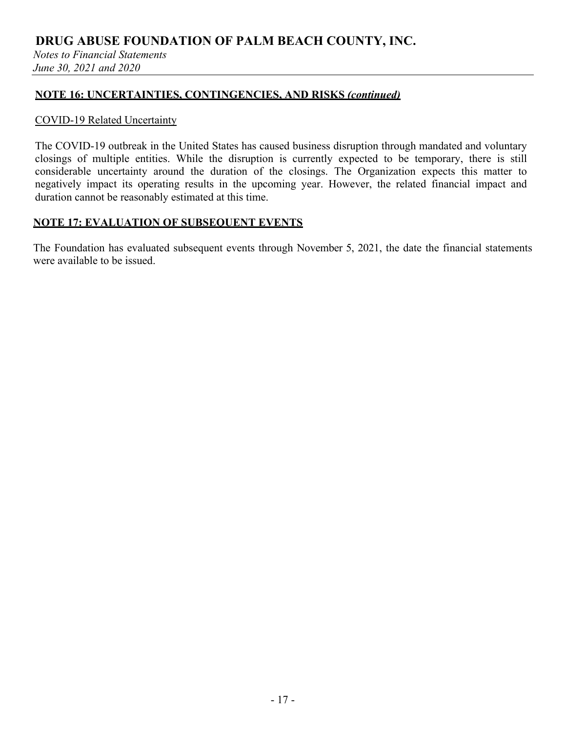## NOTE 16: UNCERTAINTIES, CONTINGENCIES, AND RISKS *(continued)*

COVID-19 Related Uncertainty

The COVID-19 outbreak in the United States has caused business disruption through mandated and voluntary closings of multiple entities. While the disruption is currently expected to be temporary, there is still considerable uncertainty around the duration of the closings. The Organization expects this matter to negatively impact its operating results in the upcoming year. However, the related financial impact and duration cannot be reasonably estimated at this time.

## NOTE 17: EVALUATION OF SUBSEQUENT EVENTS

The Foundation has evaluated subsequent events through November 5, 2021, the date the financial statements were available to be issued.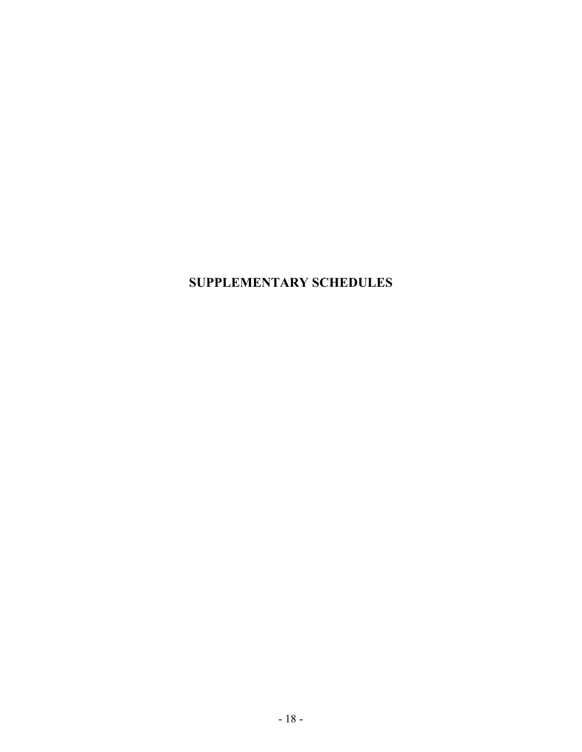# SUPPLEMENTARY SCHEDULES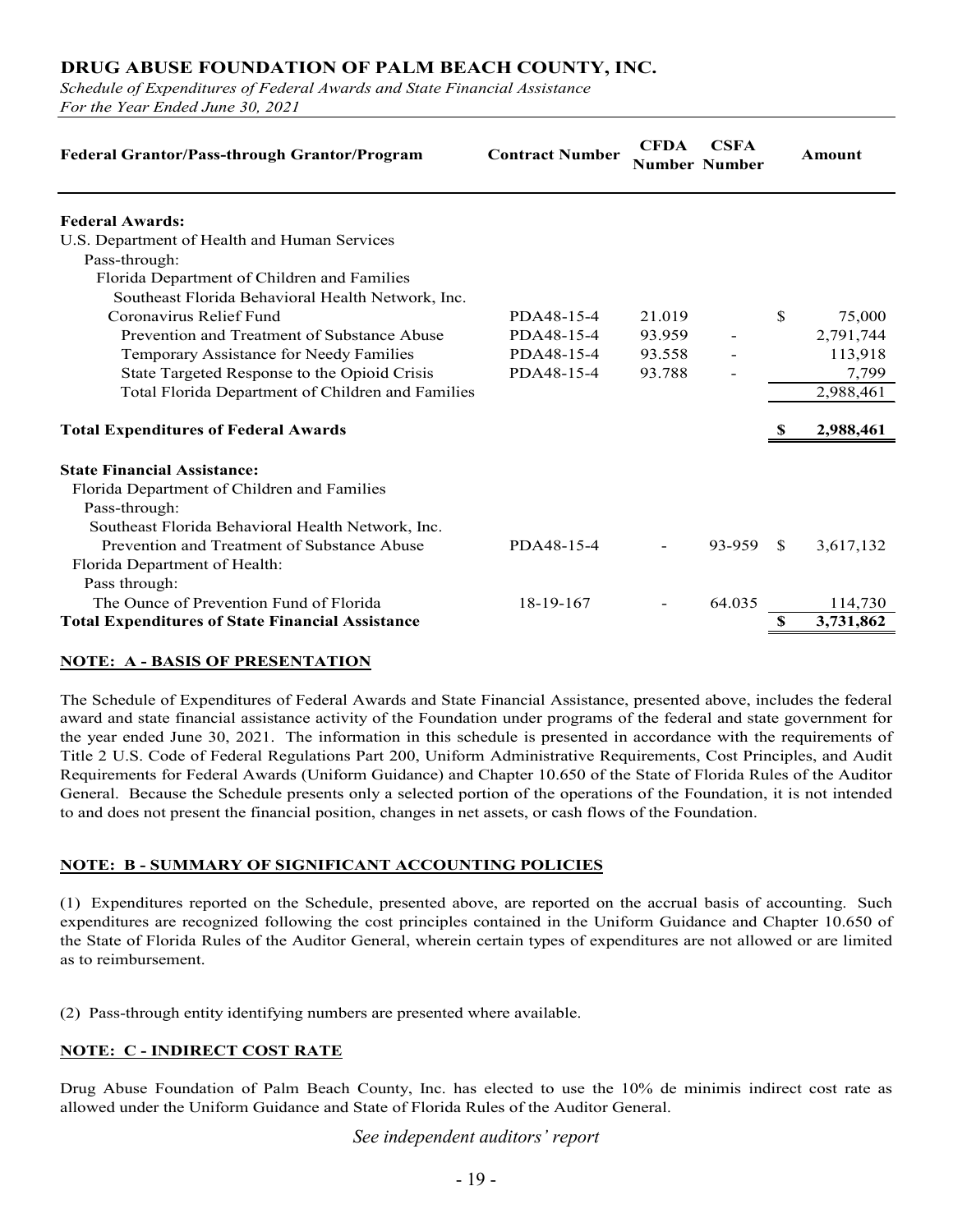# DRUG ABUSE FOUNDATION OF PALM BEACH COUNTY, INC.

*Schedule of Expenditures of Federal Awards and State Financial Assistance*
*For the Year Ended June 30, 2021*

| Federal Grantor/Pass-through Grantor/Program | Contract Number | CFDA Number | CSFA Number | Amount |
|---|---|---|---|---|
| **Federal Awards:** | | | | |
| U.S. Department of Health and Human Services | | | | |
| Pass-through: | | | | |
| Florida Department of Children and Families | | | | |
| Southeast Florida Behavioral Health Network, Inc. | | | | |
| Coronavirus Relief Fund | PDA48-15-4 | 21.019 | | $ 75,000 |
| Prevention and Treatment of Substance Abuse | PDA48-15-4 | 93.959 | - | 2,791,744 |
| Temporary Assistance for Needy Families | PDA48-15-4 | 93.558 | - | 113,918 |
| State Targeted Response to the Opioid Crisis | PDA48-15-4 | 93.788 | - | 7,799 |
| Total Florida Department of Children and Families | | | | 2,988,461 |
| **Total Expenditures of Federal Awards** | | | | **$ 2,988,461** |
| **State Financial Assistance:** | | | | |
| Florida Department of Children and Families | | | | |
| Pass-through: | | | | |
| Southeast Florida Behavioral Health Network, Inc. | | | | |
| Prevention and Treatment of Substance Abuse | PDA48-15-4 | - | 93-959 | $ 3,617,132 |
| Florida Department of Health: | | | | |
| Pass through: | | | | |
| The Ounce of Prevention Fund of Florida | 18-19-167 | - | 64.035 | 114,730 |
| **Total Expenditures of State Financial Assistance** | | | | **$ 3,731,862** |

## NOTE: A - BASIS OF PRESENTATION

The Schedule of Expenditures of Federal Awards and State Financial Assistance, presented above, includes the federal award and state financial assistance activity of the Foundation under programs of the federal and state government for the year ended June 30, 2021. The information in this schedule is presented in accordance with the requirements of Title 2 U.S. Code of Federal Regulations Part 200, Uniform Administrative Requirements, Cost Principles, and Audit Requirements for Federal Awards (Uniform Guidance) and Chapter 10.650 of the State of Florida Rules of the Auditor General. Because the Schedule presents only a selected portion of the operations of the Foundation, it is not intended to and does not present the financial position, changes in net assets, or cash flows of the Foundation.

## NOTE: B - SUMMARY OF SIGNIFICANT ACCOUNTING POLICIES

(1) Expenditures reported on the Schedule, presented above, are reported on the accrual basis of accounting. Such expenditures are recognized following the cost principles contained in the Uniform Guidance and Chapter 10.650 of the State of Florida Rules of the Auditor General, wherein certain types of expenditures are not allowed or are limited as to reimbursement.

(2) Pass-through entity identifying numbers are presented where available.

## NOTE: C - INDIRECT COST RATE

Drug Abuse Foundation of Palm Beach County, Inc. has elected to use the 10% de minimis indirect cost rate as allowed under the Uniform Guidance and State of Florida Rules of the Auditor General.

*See independent auditors' report*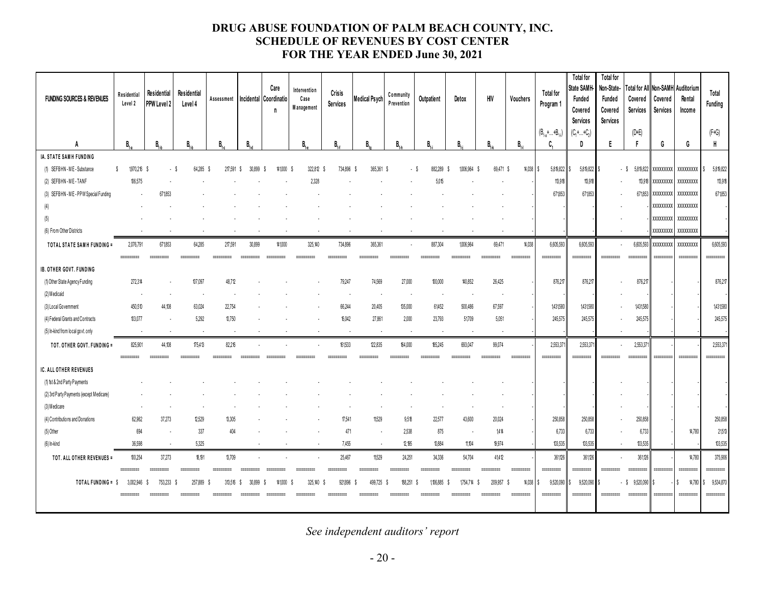# DRUG ABUSE FOUNDATION OF PALM BEACH COUNTY, INC.
## SCHEDULE OF REVENUES BY COST CENTER
## FOR THE YEAR ENDED June 30, 2021

| FUNDING SOURCES & REVENUES | Residential Level 2 | Residential PPW Level 2 | Residential Level 4 | Assessment | Incidental | Care Coordination | Intervention Case Management | Crisis Services | Medical Psych | Community Prevention | Outpatient | Detox | HIV | Vouchers | Total for Program 1 | Total for State SAMH-Funded Covered Services | Total for Non-State-Funded Covered Services | Total for All Covered Services | Non-SAMH Covered Services | Auditorium Rental Income | Total Funding |
|---|---|---|---|---|---|---|---|---|---|---|---|---|---|---|---|---|---|---|---|---|---|
| | | | | | | | | | | | | | | | $(B_{1-a}+...+B_{1-l})$ | $(C_1+...+C_2)$ | | (D+E) | | | (F+G) |
| A | $B_{1-a}$ | $B_{1-b}$ | $B_{1-b}$ | $B_{1-c}$ | $B_{1-d}$ | | $B_{1-e}$ | $B_{1-f}$ | $B_{1-g}$ | $B_{1-h}$ | $B_{1-i}$ | $B_{1-j}$ | $B_{1-k}$ | $B_{1-l}$ | $C_1$ | D | E | F | G | G | H |
| **IA. STATE SAMH FUNDING** | | | | | | | | | | | | | | | | | | | | | |
| (1) SEFBHN - ME - Substance | $ 1,970,216 | $ - | $ 64,285 | $ 217,591 | $ 30,899 | $ 141,000 | $ 322,812 | $ 734,896 | $ 365,361 | $ - | $ 882,289 | $ 1,006,964 | $ 69,471 | $ 14,038 | $ 5,819,822 | $ 5,819,822 | $ - | $ 5,819,822 | XXXXXXXXX | XXXXXXXXX | $ 5,819,822 |
| (2) SEFBHN - ME - TANF | 106,575 | - | - | - | - | - | 2,328 | - | - | - | 5,015 | - | - | - | 113,918 | 113,918 | - | 113,918 | XXXXXXXXX | XXXXXXXXX | 113,918 |
| (3) SEFBHN - ME - PPW Special Funding | - | 671,853 | - | - | - | - | - | - | - | - | - | - | - | - | 671,853 | 671,853 | - | 671,853 | XXXXXXXXX | XXXXXXXXX | 671,853 |
| (4) | - | - | - | - | - | - | - | - | - | - | - | - | - | - | - | - | - | - | XXXXXXXXX | XXXXXXXXX | - |
| (5) | - | - | - | - | - | - | - | - | - | - | - | - | - | - | - | - | - | - | XXXXXXXXX | XXXXXXXXX | - |
| (6) From Other Districts | - | - | - | - | - | - | - | - | - | - | - | - | - | - | - | - | - | - | XXXXXXXXX | XXXXXXXXX | - |
| **TOTAL STATE SAMH FUNDING =** | 2,076,791 | 671,853 | 64,285 | 217,591 | 30,899 | 141,000 | 325,140 | 734,896 | 365,361 | - | 887,304 | 1,006,964 | 69,471 | 14,038 | 6,605,593 | 6,605,593 | - | 6,605,593 | XXXXXXXXX | XXXXXXXXX | 6,605,593 |
| **IB. OTHER GOVT. FUNDING** | | | | | | | | | | | | | | | | | | | | | |
| (1) Other State Agency Funding | 272,314 | - | 107,097 | 48,712 | - | - | - | 79,247 | 74,569 | 27,000 | 100,000 | 140,852 | 26,425 | - | 876,217 | 876,217 | - | 876,217 | - | - | 876,217 |
| (2) Medicaid | - | - | - | - | - | - | - | - | - | - | - | - | - | - | - | - | - | - | - | - | - |
| (3) Local Government | 450,510 | 44,108 | 63,024 | 22,754 | - | - | - | 66,244 | 20,405 | 135,000 | 61,452 | 500,486 | 67,597 | - | 1,431,580 | 1,431,580 | - | 1,431,580 | - | - | 1,431,580 |
| (4) Federal Grants and Contracts | 103,077 | - | 5,292 | 10,750 | - | - | - | 16,042 | 27,861 | 2,000 | 23,793 | 51,709 | 5,051 | - | 245,575 | 245,575 | - | 245,575 | - | - | 245,575 |
| (5) In-kind from local govt. only | - | - | - | - | - | - | - | - | - | - | - | - | - | - | - | - | - | - | - | - | - |
| **TOT. OTHER GOVT. FUNDING =** | 825,901 | 44,108 | 175,413 | 82,216 | - | - | - | 161,533 | 122,835 | 164,000 | 185,245 | 693,047 | 99,074 | - | 2,553,371 | 2,553,371 | - | 2,553,371 | - | - | 2,553,371 |
| **IC. ALL OTHER REVENUES** | | | | | | | | | | | | | | | | | | | | | |
| (1) 1st & 2nd Party Payments | - | - | - | - | - | - | - | - | - | - | - | - | - | - | - | - | - | - | - | - | - |
| (2) 3rd Party Payments (except Medicare) | - | - | - | - | - | - | - | - | - | - | - | - | - | - | - | - | - | - | - | - | - |
| (3) Medicare | - | - | - | - | - | - | - | - | - | - | - | - | - | - | - | - | - | - | - | - | - |
| (4) Contributions and Donations | 62,962 | 37,273 | 12,529 | 13,305 | - | - | - | 17,541 | 11,529 | 9,518 | 22,577 | 43,600 | 20,024 | - | 250,858 | 250,858 | - | 250,858 | - | | 250,858 |
| (5) Other | 694 | - | 337 | 404 | - | - | - | 471 | - | 2,538 | 875 | - | 1,414 | - | 6,733 | 6,733 | - | 6,733 | - | 14,780 | 21,513 |
| (6) In-kind | 36,598 | - | 5,325 | | - | - | - | 7,455 | - | 12,195 | 10,884 | 11,104 | 19,974 | - | 103,535 | 103,535 | - | 103,535 | - | - | 103,535 |
| **TOT. ALL OTHER REVENUES =** | 100,254 | 37,273 | 18,191 | 13,709 | - | - | - | 25,467 | 11,529 | 24,251 | 34,336 | 54,704 | 41,412 | - | 361,126 | 361,126 | - | 361,126 | - | 14,780 | 375,906 |
| **TOTAL FUNDING =** | $ 3,002,946 | $ 753,233 | $ 257,889 | $ 313,516 | $ 30,899 | $ 141,000 | $ 325,140 | $ 921,896 | $ 499,725 | $ 188,251 | $ 1,106,885 | $ 1,754,714 | $ 209,957 | $ 14,038 | $ 9,520,090 | $ 9,520,090 | $ - | $ 9,520,090 | $ - | $ 14,780 | $ 9,534,870 |

*See independent auditors' report*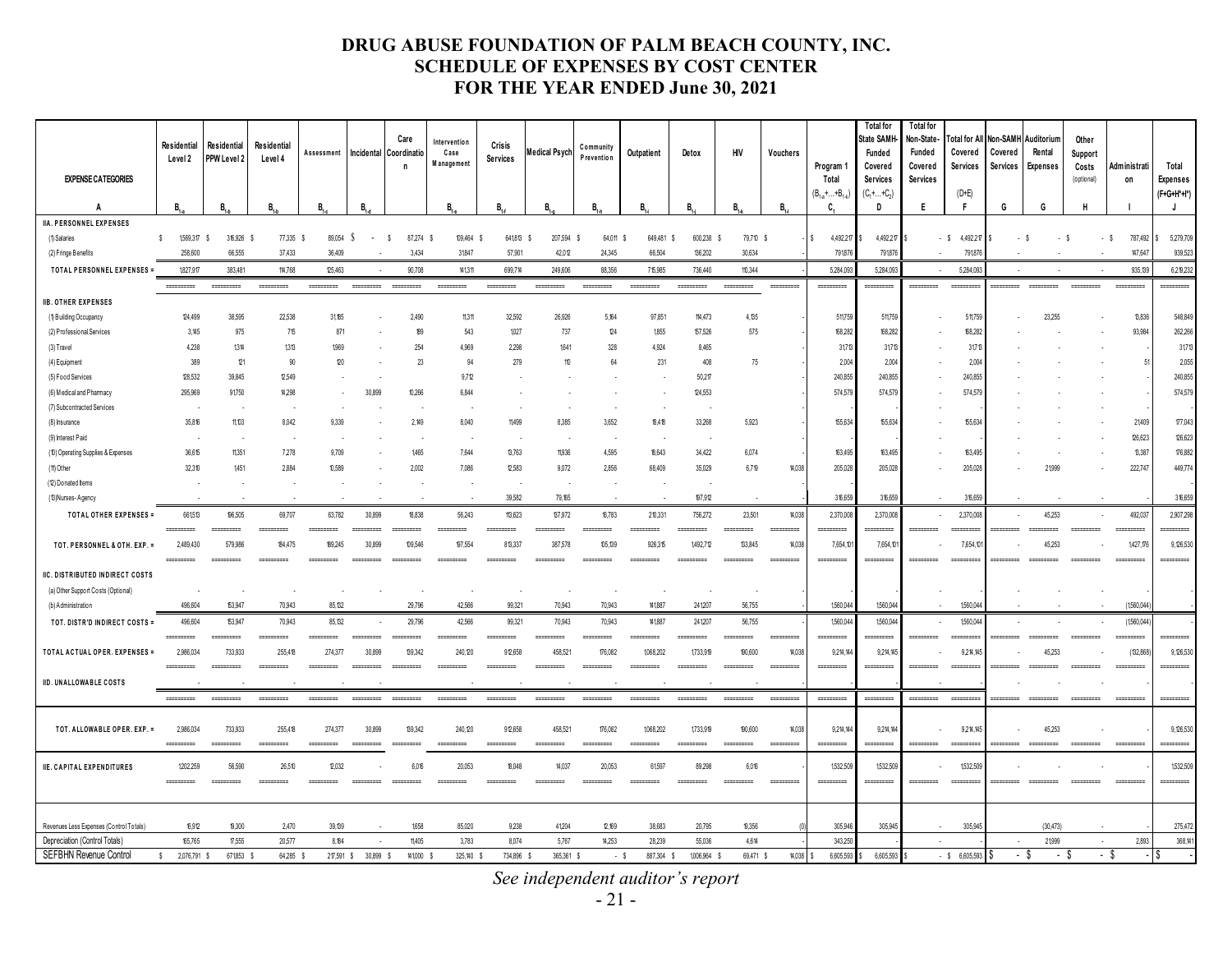# DRUG ABUSE FOUNDATION OF PALM BEACH COUNTY, INC.
## SCHEDULE OF EXPENSES BY COST CENTER
## FOR THE YEAR ENDED June 30, 2021

| EXPENSE CATEGORIES | Residential Level 2 | Residential PPW Level 2 | Residential Level 4 | Assessment | Incidental | Care Coordination | Intervention Case Management | Crisis Services | Medical Psych | Community Prevention | Outpatient | Detox | HIV | Vouchers | Program 1 Total ($B_{1-a}+...+B_{1-i}$) | Total for State SAMH-Funded Covered Services ($C_1+...+C_2$) | Total for Non-State-Funded Covered Services | Total for All Covered Services (D+E) | Non-SAMH Covered Services | Auditorium Rental Expenses | Other Support Costs (optional) | Administration | Total Expenses (F+G+H*+I*) |
|---|---|---|---|---|---|---|---|---|---|---|---|---|---|---|---|---|---|---|---|---|---|---|---|
| A | $B_{1-a}$ | $B_{1-b}$ | $B_{1-b}$ | $B_{1-c}$ | $B_{1-d}$ | | $B_{1-e}$ | $B_{1-f}$ | $B_{1-g}$ | $B_{1-h}$ | $B_{1-i}$ | $B_{1-j}$ | $B_{1-k}$ | $B_{1-l}$ | $C_1$ | D | E | F | G | G | H | I | J |
| **IIA. PERSONNEL EXPENSES** | | | | | | | | | | | | | | | | | | | | | | | |
| (1) Salaries | $ 1,569,317 | $ 316,926 | $ 77,335 | $ 89,054 | $ - | $ 87,274 | $ 109,464 | $ 641,813 | $ 207,594 | $ 64,011 | $ 649,481 | $ 600,238 | $ 79,710 | $ - | $ 4,492,217 | $ 4,492,217 | $ - | $ 4,492,217 | $ - | $ - | $ - | $ 787,492 | $ 5,279,709 |
| (2) Fringe Benefits | 258,600 | 66,555 | 37,433 | 36,409 | - | 3,434 | 31,847 | 57,901 | 42,012 | 24,345 | 66,504 | 136,202 | 30,634 | - | 791,876 | 791,876 | | 791,876 | - | - | - | 147,647 | 939,523 |
| **TOTAL PERSONNEL EXPENSES =** | 1,827,917 | 383,481 | 114,768 | 125,463 | - | 90,708 | 141,311 | 699,714 | 249,606 | 88,356 | 715,985 | 736,440 | 110,344 | - | 5,284,093 | 5,284,093 | | 5,284,093 | - | - | - | 935,139 | 6,219,232 |
| **IIB. OTHER EXPENSES** | | | | | | | | | | | | | | | | | | | | | | | |
| (1) Building Occupancy | 124,499 | 38,595 | 22,538 | 31,185 | - | 2,490 | 11,311 | 32,592 | 26,926 | 5,164 | 97,851 | 114,473 | 4,135 | | 511,759 | 511,759 | - | 511,759 | - | 23,255 | - | 13,836 | 548,849 |
| (2) Professional Services | 3,145 | 975 | 715 | 871 | - | 189 | 543 | 1,027 | 737 | 124 | 1,855 | 157,526 | 575 | | 168,282 | 168,282 | - | 168,282 | - | - | - | 93,984 | 262,266 |
| (3) Travel | 4,238 | 1,314 | 1,313 | 1,969 | - | 254 | 4,969 | 2,298 | 1,641 | 328 | 4,924 | 8,465 | | | 31,713 | 31,713 | - | 31,713 | - | - | - | - | 31,713 |
| (4) Equipment | 389 | 121 | 90 | 120 | - | 23 | 94 | 279 | 110 | 64 | 231 | 408 | 75 | | 2,004 | 2,004 | - | 2,004 | - | - | - | 51 | 2,055 |
| (5) Food Services | 128,532 | 39,845 | 12,549 | - | - | | 9,712 | - | - | - | - | 50,217 | | | 240,855 | 240,855 | - | 240,855 | - | - | - | - | 240,855 |
| (6) Medical and Pharmacy | 295,969 | 91,750 | 14,298 | - | 30,899 | 10,266 | 6,844 | - | - | - | - | 124,553 | | | 574,579 | 574,579 | - | 574,579 | - | - | - | - | 574,579 |
| (7) Subcontracted Services | - | - | - | - | - | - | - | - | - | - | - | - | | | - | - | - | - | - | - | - | - | - |
| (8) Insurance | 35,816 | 11,103 | 8,042 | 9,339 | - | 2,149 | 8,040 | 11,499 | 8,385 | 3,652 | 19,418 | 33,268 | 5,923 | | 155,634 | 155,634 | - | 155,634 | - | - | - | 21,409 | 177,043 |
| (9) Interest Paid | - | - | - | - | - | - | - | - | - | - | - | - | | | - | - | - | - | - | - | - | 126,623 | 126,623 |
| (10) Operating Supplies & Expenses | 36,615 | 11,351 | 7,278 | 9,709 | - | 1,465 | 7,644 | 13,763 | 11,936 | 4,595 | 18,643 | 34,422 | 6,074 | | 163,495 | 163,495 | - | 163,495 | - | - | - | 13,387 | 176,882 |
| (11) Other | 32,310 | 1,451 | 2,884 | 10,589 | - | 2,002 | 7,086 | 12,583 | 9,072 | 2,856 | 68,409 | 35,029 | 6,719 | 14,038 | 205,028 | 205,028 | - | 205,028 | - | 21,999 | - | 222,747 | 449,774 |
| (12) Donated Items | - | - | - | - | - | - | - | - | - | - | - | - | | | - | - | - | - | - | - | - | - | - |
| (13) Nurses-Agency | - | - | - | - | - | - | - | 39,582 | 79,165 | - | - | 197,912 | - | | 316,659 | 316,659 | - | 316,659 | - | - | - | - | 316,659 |
| **TOTAL OTHER EXPENSES =** | 661,513 | 196,505 | 69,707 | 63,782 | 30,899 | 18,838 | 56,243 | 113,623 | 137,972 | 16,783 | 210,331 | 756,272 | 23,501 | 14,038 | 2,370,008 | 2,370,008 | - | 2,370,008 | - | 45,253 | - | 492,037 | 2,907,298 |
| **TOT. PERSONNEL & OTH. EXP. =** | 2,489,430 | 579,986 | 184,475 | 189,245 | 30,899 | 109,546 | 197,554 | 813,337 | 387,578 | 105,139 | 926,315 | 1,492,712 | 133,845 | 14,038 | 7,654,101 | 7,654,101 | - | 7,654,101 | - | 45,253 | - | 1,427,176 | 9,126,530 |
| **IIC. DISTRIBUTED INDIRECT COSTS** | | | | | | | | | | | | | | | | | | | | | | | |
| (a) Other Support Costs (Optional) | - | - | - | - | - | - | - | - | - | - | - | - | - | | - | - | - | - | - | - | - | - | - |
| (b) Administration | 496,604 | 153,947 | 70,943 | 85,132 | - | 29,796 | 42,566 | 99,321 | 70,943 | 70,943 | 141,887 | 241,207 | 56,755 | | 1,560,044 | 1,560,044 | - | 1,560,044 | - | - | - | (1,560,044) | - |
| **TOT. DISTR'D INDIRECT COSTS =** | 496,604 | 153,947 | 70,943 | 85,132 | - | 29,796 | 42,566 | 99,321 | 70,943 | 70,943 | 141,887 | 241,207 | 56,755 | | 1,560,044 | 1,560,044 | - | 1,560,044 | - | - | - | (1,560,044) | - |
| **TOTAL ACTUAL OPER. EXPENSES =** | 2,986,034 | 733,933 | 255,418 | 274,377 | 30,899 | 139,342 | 240,120 | 912,658 | 458,521 | 176,082 | 1,068,202 | 1,733,919 | 190,600 | 14,038 | 9,214,144 | 9,214,145 | - | 9,214,145 | - | 45,253 | - | (132,868) | 9,126,530 |
| **IID. UNALLOWABLE COSTS** | - | - | - | - | - | - | - | - | - | - | - | - | - | - | - | - | - | - | - | - | - | - | - |
| **TOT. ALLOWABLE OPER. EXP. =** | 2,986,034 | 733,933 | 255,418 | 274,377 | 30,899 | 139,342 | 240,120 | 912,658 | 458,521 | 176,082 | 1,068,202 | 1,733,919 | 190,600 | 14,038 | 9,214,144 | 9,214,144 | - | 9,214,145 | - | 45,253 | - | - | 9,126,530 |
| **IIE. CAPITAL EXPENDITURES** | 1,202,259 | 56,590 | 26,510 | 12,032 | - | 6,016 | 20,053 | 18,048 | 14,037 | 20,053 | 61,597 | 89,298 | 6,016 | | 1,532,509 | 1,532,509 | - | 1,532,509 | - | - | - | - | 1,532,509 |
| Revenues Less Expenses (Control Totals) | 16,912 | 19,300 | 2,470 | 39,139 | - | 1,658 | 85,020 | 9,238 | 41,204 | 12,169 | 38,683 | 20,795 | 19,356 | (0) | 305,946 | 305,945 | - | 305,945 | | (30,473) | - | | 275,472 |
| Depreciation (Control Totals) | 165,765 | 17,555 | 20,577 | 8,184 | - | 11,405 | 3,783 | 8,074 | 5,767 | 14,253 | 28,239 | 55,036 | 4,614 | | 343,250 | - | - | | - | 21,999 | - | 2,893 | 368,141 |
| SEFBHN Revenue Control | $ 2,076,791 | $ 671,853 | $ 64,285 | $ 217,591 | $ 30,899 | $ 141,000 | $ 325,140 | $ 734,896 | $ 365,361 | $ - | $ 887,304 | $ 1,006,964 | $ 69,471 | $ 14,038 | $ 6,605,593 | $ 6,605,593 | $ - | $ 6,605,593 | $ - | $ - | $ - | $ - | $ - |

*See independent auditor's report*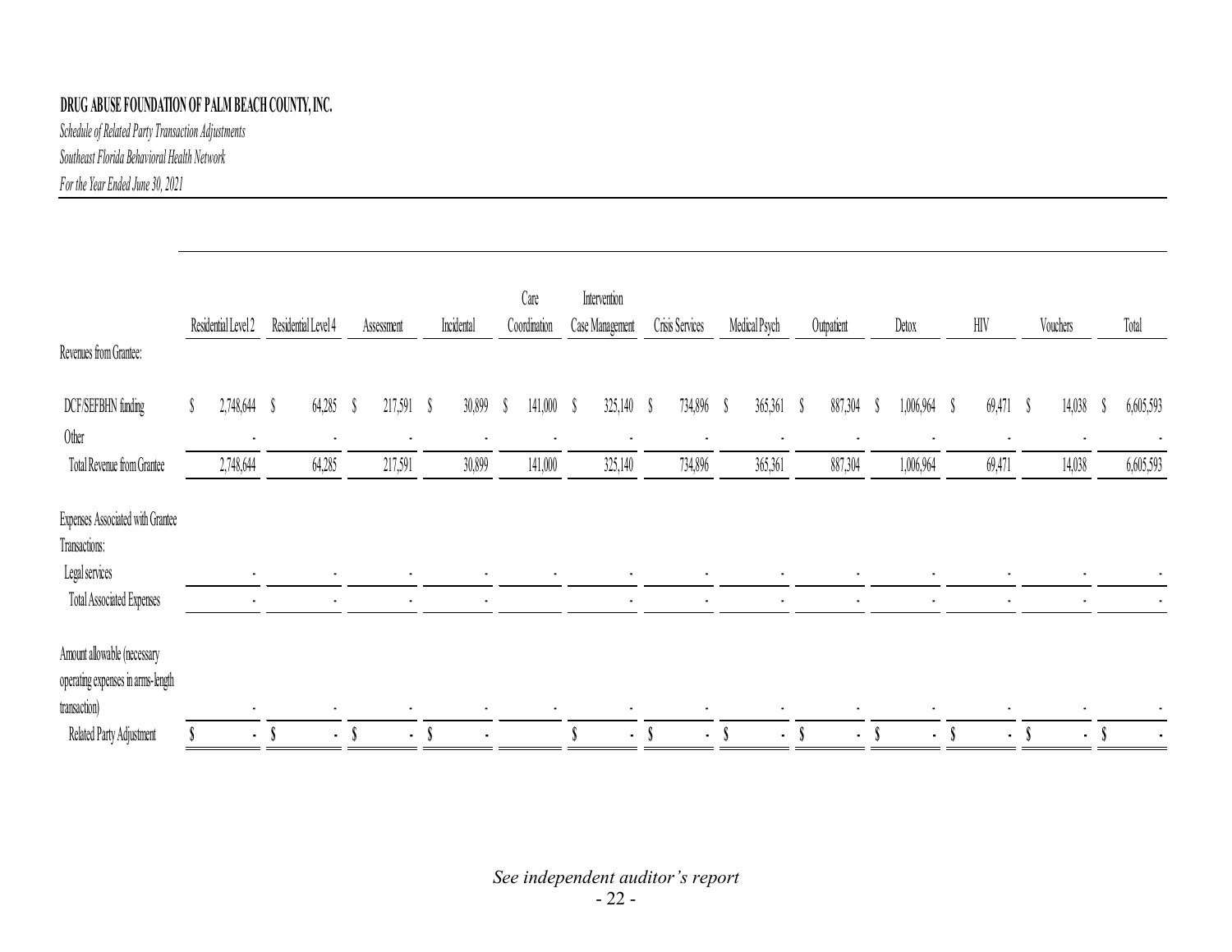**DRUG ABUSE FOUNDATION OF PALM BEACH COUNTY, INC.**

*Schedule of Related Party Transaction Adjustments*

*Southeast Florida Behavioral Health Network*

*For the Year Ended June 30, 2021*

| | Residential Level 2 | Residential Level 4 | Assessment | Incidental | Care Coordination | Intervention Case Management | Crisis Services | Medical Psych | Outpatient | Detox | HIV | Vouchers | Total |
|---|---|---|---|---|---|---|---|---|---|---|---|---|---|
| Revenues from Grantee: | | | | | | | | | | | | | |
| DCF/SEFBHN funding | $ 2,748,644 | $ 64,285 | $ 217,591 | $ 30,899 | $ 141,000 | $ 325,140 | $ 734,896 | $ 365,361 | $ 887,304 | $ 1,006,964 | $ 69,471 | $ 14,038 | $ 6,605,593 |
| Other | - | - | - | - | - | - | - | - | - | - | - | - | - |
| Total Revenue from Grantee | 2,748,644 | 64,285 | 217,591 | 30,899 | 141,000 | 325,140 | 734,896 | 365,361 | 887,304 | 1,006,964 | 69,471 | 14,038 | 6,605,593 |
| Expenses Associated with Grantee Transactions: | | | | | | | | | | | | | |
| Legal services | - | - | - | - | - | - | - | - | - | - | - | - | - |
| Total Associated Expenses | - | - | - | - | | - | - | - | - | - | - | - | - |
| Amount allowable (necessary operating expenses in arms-length transaction) | - | - | - | - | - | - | - | - | - | - | - | - | - |
| Related Party Adjustment | $ - | $ - | $ - | $ - | | $ - | $ - | $ - | $ - | $ - | $ - | $ - | $ - |

*See independent auditor's report*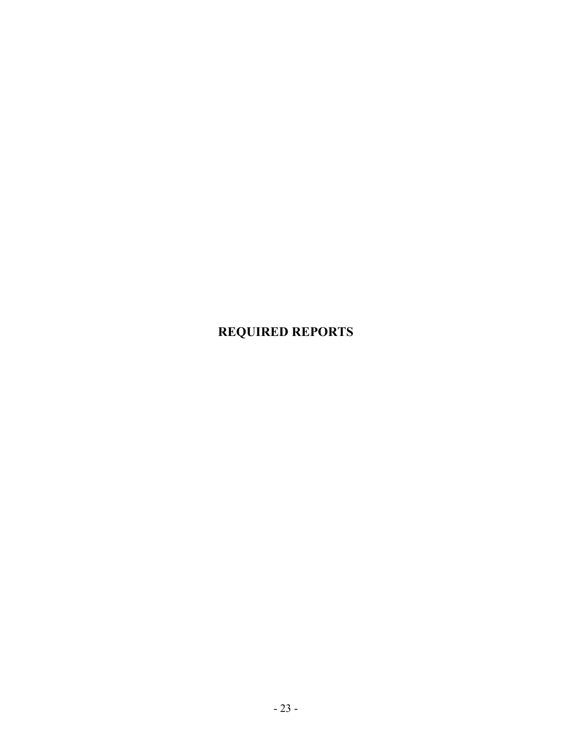# REQUIRED REPORTS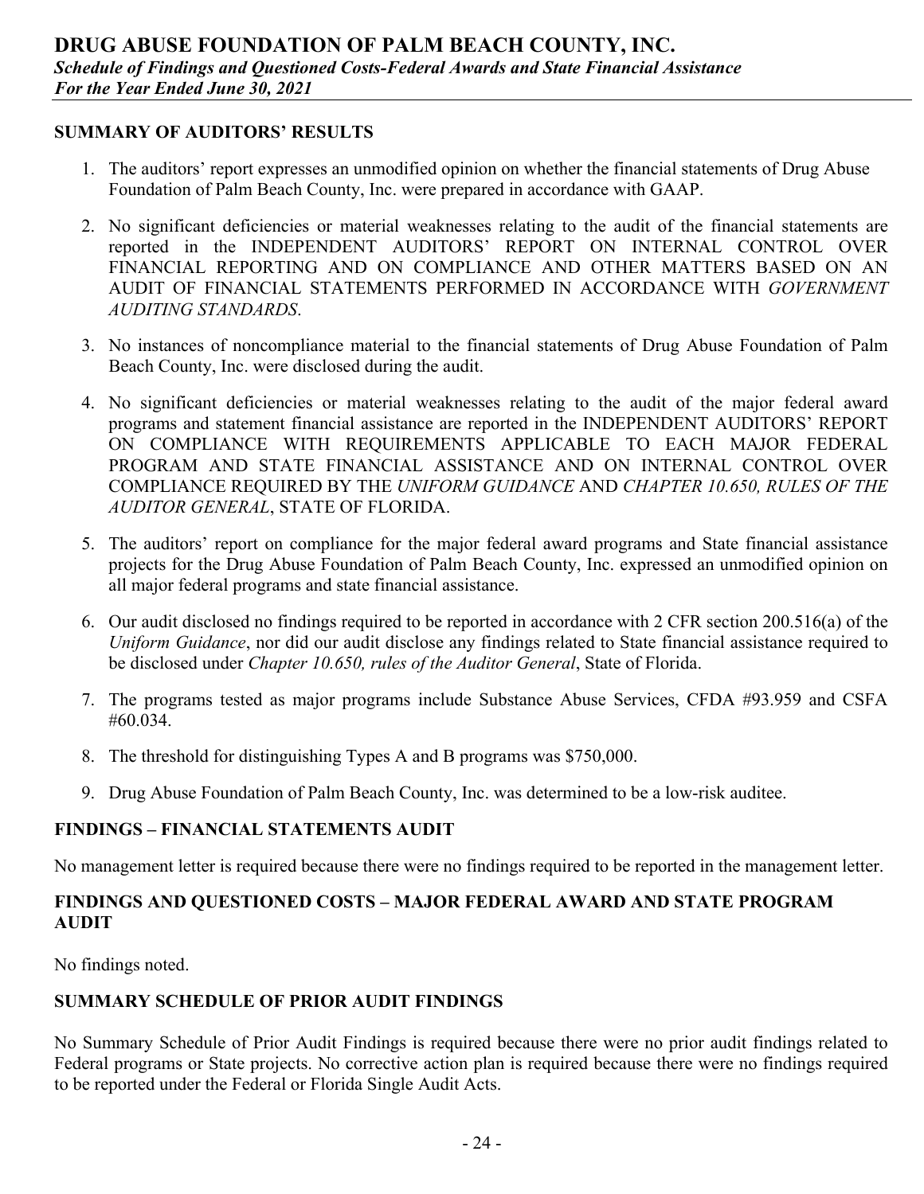# DRUG ABUSE FOUNDATION OF PALM BEACH COUNTY, INC.

***Schedule of Findings and Questioned Costs-Federal Awards and State Financial Assistance***

***For the Year Ended June 30, 2021***

## SUMMARY OF AUDITORS' RESULTS

1. The auditors' report expresses an unmodified opinion on whether the financial statements of Drug Abuse Foundation of Palm Beach County, Inc. were prepared in accordance with GAAP.

2. No significant deficiencies or material weaknesses relating to the audit of the financial statements are reported in the INDEPENDENT AUDITORS' REPORT ON INTERNAL CONTROL OVER FINANCIAL REPORTING AND ON COMPLIANCE AND OTHER MATTERS BASED ON AN AUDIT OF FINANCIAL STATEMENTS PERFORMED IN ACCORDANCE WITH *GOVERNMENT AUDITING STANDARDS*.

3. No instances of noncompliance material to the financial statements of Drug Abuse Foundation of Palm Beach County, Inc. were disclosed during the audit.

4. No significant deficiencies or material weaknesses relating to the audit of the major federal award programs and statement financial assistance are reported in the INDEPENDENT AUDITORS' REPORT ON COMPLIANCE WITH REQUIREMENTS APPLICABLE TO EACH MAJOR FEDERAL PROGRAM AND STATE FINANCIAL ASSISTANCE AND ON INTERNAL CONTROL OVER COMPLIANCE REQUIRED BY THE *UNIFORM GUIDANCE* AND *CHAPTER 10.650, RULES OF THE AUDITOR GENERAL*, STATE OF FLORIDA.

5. The auditors' report on compliance for the major federal award programs and State financial assistance projects for the Drug Abuse Foundation of Palm Beach County, Inc. expressed an unmodified opinion on all major federal programs and state financial assistance.

6. Our audit disclosed no findings required to be reported in accordance with 2 CFR section 200.516(a) of the *Uniform Guidance*, nor did our audit disclose any findings related to State financial assistance required to be disclosed under *Chapter 10.650, rules of the Auditor General*, State of Florida.

7. The programs tested as major programs include Substance Abuse Services, CFDA #93.959 and CSFA #60.034.

8. The threshold for distinguishing Types A and B programs was $750,000.

9. Drug Abuse Foundation of Palm Beach County, Inc. was determined to be a low-risk auditee.

## FINDINGS – FINANCIAL STATEMENTS AUDIT

No management letter is required because there were no findings required to be reported in the management letter.

## FINDINGS AND QUESTIONED COSTS – MAJOR FEDERAL AWARD AND STATE PROGRAM AUDIT

No findings noted.

## SUMMARY SCHEDULE OF PRIOR AUDIT FINDINGS

No Summary Schedule of Prior Audit Findings is required because there were no prior audit findings related to Federal programs or State projects. No corrective action plan is required because there were no findings required to be reported under the Federal or Florida Single Audit Acts.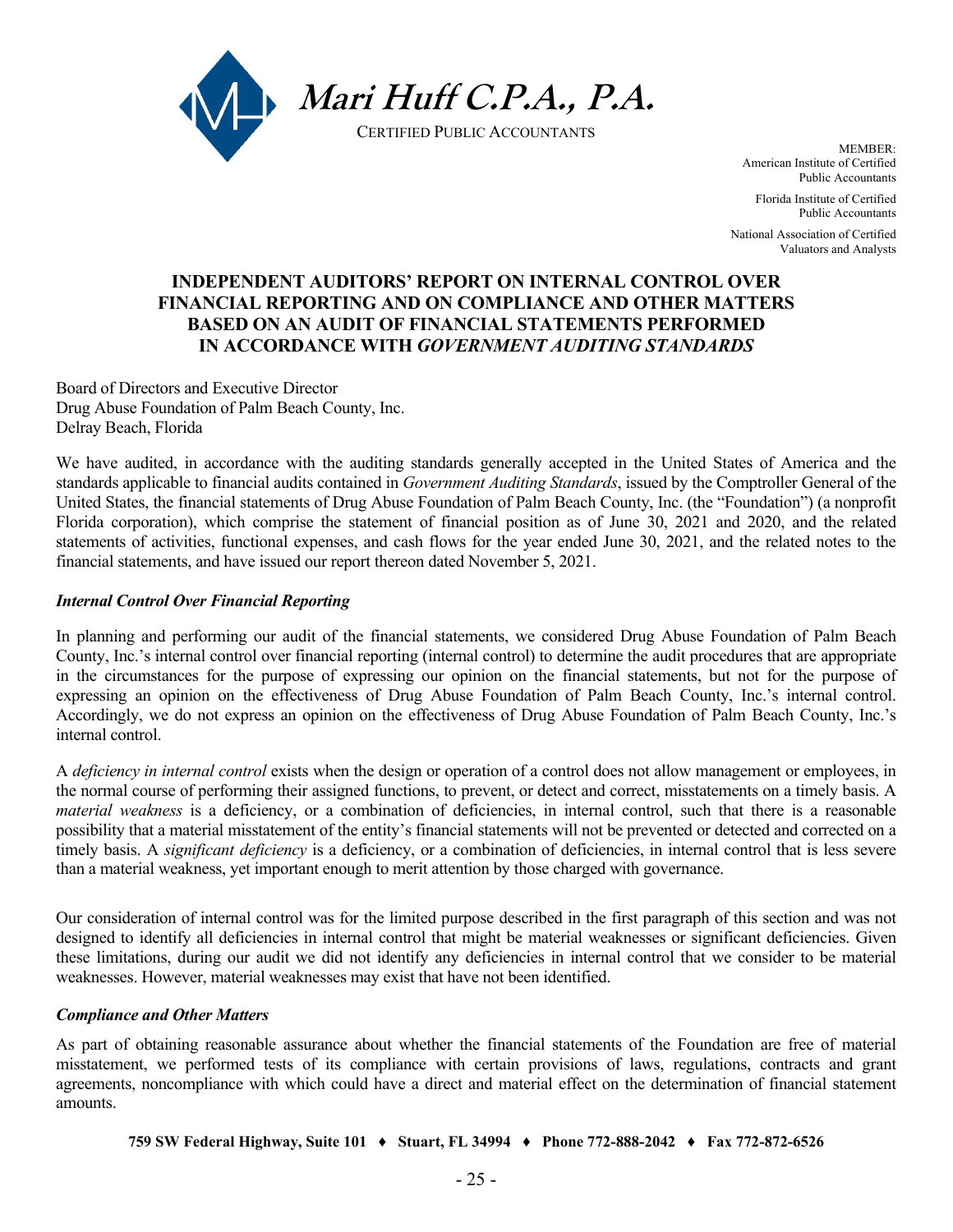**Mari Huff C.P.A., P.A.**

CERTIFIED PUBLIC ACCOUNTANTS

MEMBER:
American Institute of Certified Public Accountants

Florida Institute of Certified Public Accountants

National Association of Certified Valuators and Analysts

## INDEPENDENT AUDITORS' REPORT ON INTERNAL CONTROL OVER FINANCIAL REPORTING AND ON COMPLIANCE AND OTHER MATTERS BASED ON AN AUDIT OF FINANCIAL STATEMENTS PERFORMED IN ACCORDANCE WITH *GOVERNMENT AUDITING STANDARDS*

Board of Directors and Executive Director
Drug Abuse Foundation of Palm Beach County, Inc.
Delray Beach, Florida

We have audited, in accordance with the auditing standards generally accepted in the United States of America and the standards applicable to financial audits contained in *Government Auditing Standards*, issued by the Comptroller General of the United States, the financial statements of Drug Abuse Foundation of Palm Beach County, Inc. (the "Foundation") (a nonprofit Florida corporation), which comprise the statement of financial position as of June 30, 2021 and 2020, and the related statements of activities, functional expenses, and cash flows for the year ended June 30, 2021, and the related notes to the financial statements, and have issued our report thereon dated November 5, 2021.

### *Internal Control Over Financial Reporting*

In planning and performing our audit of the financial statements, we considered Drug Abuse Foundation of Palm Beach County, Inc.'s internal control over financial reporting (internal control) to determine the audit procedures that are appropriate in the circumstances for the purpose of expressing our opinion on the financial statements, but not for the purpose of expressing an opinion on the effectiveness of Drug Abuse Foundation of Palm Beach County, Inc.'s internal control. Accordingly, we do not express an opinion on the effectiveness of Drug Abuse Foundation of Palm Beach County, Inc.'s internal control.

A *deficiency in internal control* exists when the design or operation of a control does not allow management or employees, in the normal course of performing their assigned functions, to prevent, or detect and correct, misstatements on a timely basis. A *material weakness* is a deficiency, or a combination of deficiencies, in internal control, such that there is a reasonable possibility that a material misstatement of the entity's financial statements will not be prevented or detected and corrected on a timely basis. A *significant deficiency* is a deficiency, or a combination of deficiencies, in internal control that is less severe than a material weakness, yet important enough to merit attention by those charged with governance.

Our consideration of internal control was for the limited purpose described in the first paragraph of this section and was not designed to identify all deficiencies in internal control that might be material weaknesses or significant deficiencies. Given these limitations, during our audit we did not identify any deficiencies in internal control that we consider to be material weaknesses. However, material weaknesses may exist that have not been identified.

### *Compliance and Other Matters*

As part of obtaining reasonable assurance about whether the financial statements of the Foundation are free of material misstatement, we performed tests of its compliance with certain provisions of laws, regulations, contracts and grant agreements, noncompliance with which could have a direct and material effect on the determination of financial statement amounts.

**759 SW Federal Highway, Suite 101 ♦ Stuart, FL 34994 ♦ Phone 772-888-2042 ♦ Fax 772-872-6526**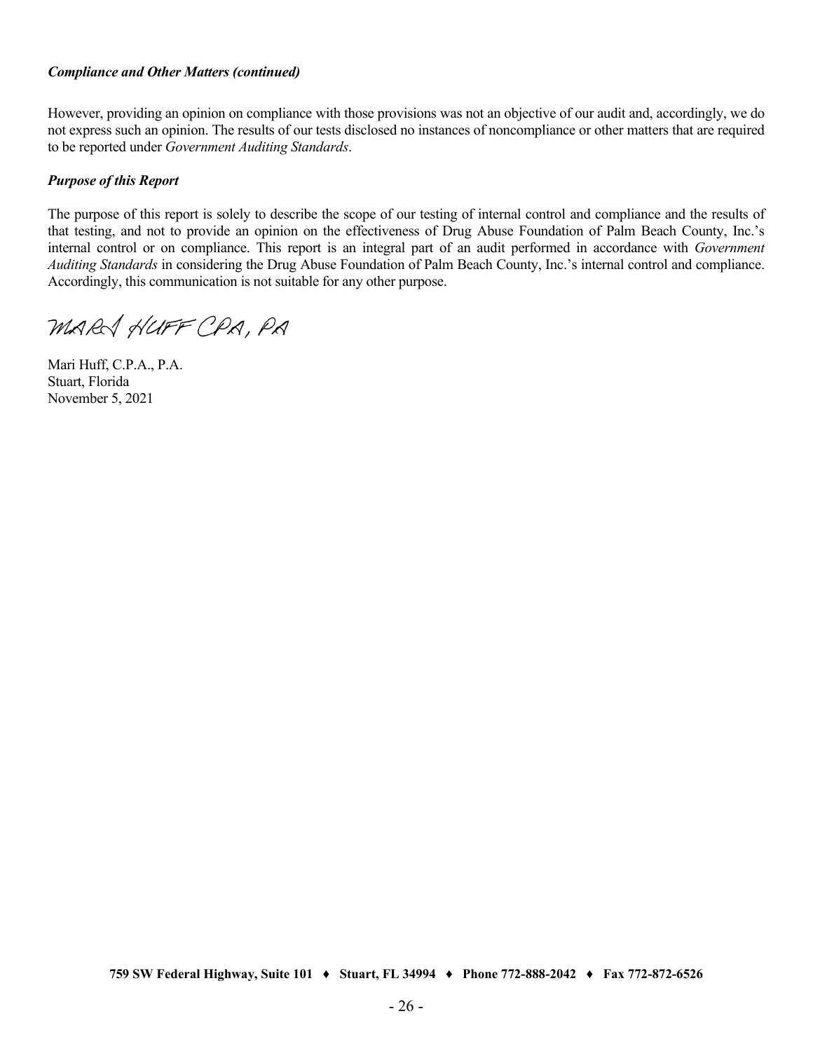***Compliance and Other Matters (continued)***

However, providing an opinion on compliance with those provisions was not an objective of our audit and, accordingly, we do not express such an opinion. The results of our tests disclosed no instances of noncompliance or other matters that are required to be reported under *Government Auditing Standards*.

***Purpose of this Report***

The purpose of this report is solely to describe the scope of our testing of internal control and compliance and the results of that testing, and not to provide an opinion on the effectiveness of Drug Abuse Foundation of Palm Beach County, Inc.'s internal control or on compliance. This report is an integral part of an audit performed in accordance with *Government Auditing Standards* in considering the Drug Abuse Foundation of Palm Beach County, Inc.'s internal control and compliance. Accordingly, this communication is not suitable for any other purpose.

MARI HUFF CPA, PA

Mari Huff, C.P.A., P.A.
Stuart, Florida
November 5, 2021

**759 SW Federal Highway, Suite 101 ♦ Stuart, FL 34994 ♦ Phone 772-888-2042 ♦ Fax 772-872-6526**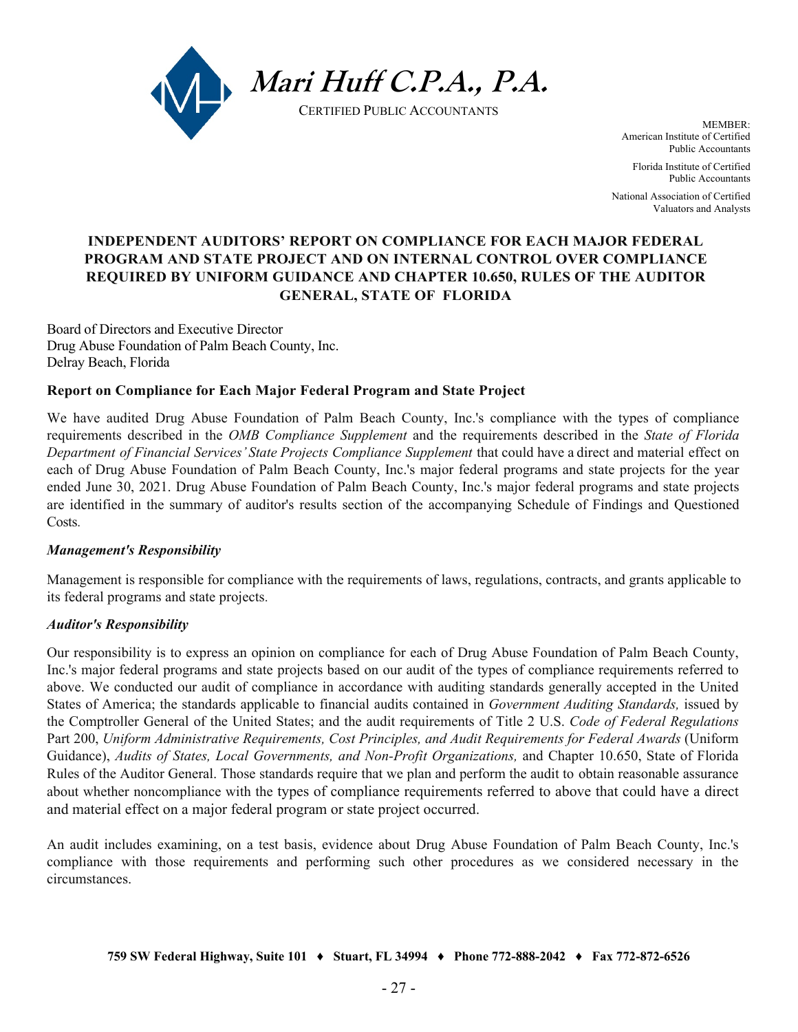# Mari Huff C.P.A., P.A.

CERTIFIED PUBLIC ACCOUNTANTS

MEMBER:
American Institute of Certified Public Accountants

Florida Institute of Certified Public Accountants

National Association of Certified Valuators and Analysts

## INDEPENDENT AUDITORS' REPORT ON COMPLIANCE FOR EACH MAJOR FEDERAL PROGRAM AND STATE PROJECT AND ON INTERNAL CONTROL OVER COMPLIANCE REQUIRED BY UNIFORM GUIDANCE AND CHAPTER 10.650, RULES OF THE AUDITOR GENERAL, STATE OF FLORIDA

Board of Directors and Executive Director
Drug Abuse Foundation of Palm Beach County, Inc.
Delray Beach, Florida

### Report on Compliance for Each Major Federal Program and State Project

We have audited Drug Abuse Foundation of Palm Beach County, Inc.'s compliance with the types of compliance requirements described in the *OMB Compliance Supplement* and the requirements described in the *State of Florida Department of Financial Services' State Projects Compliance Supplement* that could have a direct and material effect on each of Drug Abuse Foundation of Palm Beach County, Inc.'s major federal programs and state projects for the year ended June 30, 2021. Drug Abuse Foundation of Palm Beach County, Inc.'s major federal programs and state projects are identified in the summary of auditor's results section of the accompanying Schedule of Findings and Questioned Costs.

#### *Management's Responsibility*

Management is responsible for compliance with the requirements of laws, regulations, contracts, and grants applicable to its federal programs and state projects.

#### *Auditor's Responsibility*

Our responsibility is to express an opinion on compliance for each of Drug Abuse Foundation of Palm Beach County, Inc.'s major federal programs and state projects based on our audit of the types of compliance requirements referred to above. We conducted our audit of compliance in accordance with auditing standards generally accepted in the United States of America; the standards applicable to financial audits contained in *Government Auditing Standards,* issued by the Comptroller General of the United States; and the audit requirements of Title 2 U.S. *Code of Federal Regulations* Part 200, *Uniform Administrative Requirements, Cost Principles, and Audit Requirements for Federal Awards* (Uniform Guidance), *Audits of States, Local Governments, and Non-Profit Organizations,* and Chapter 10.650, State of Florida Rules of the Auditor General. Those standards require that we plan and perform the audit to obtain reasonable assurance about whether noncompliance with the types of compliance requirements referred to above that could have a direct and material effect on a major federal program or state project occurred.

An audit includes examining, on a test basis, evidence about Drug Abuse Foundation of Palm Beach County, Inc.'s compliance with those requirements and performing such other procedures as we considered necessary in the circumstances.

**759 SW Federal Highway, Suite 101 ♦ Stuart, FL 34994 ♦ Phone 772-888-2042 ♦ Fax 772-872-6526**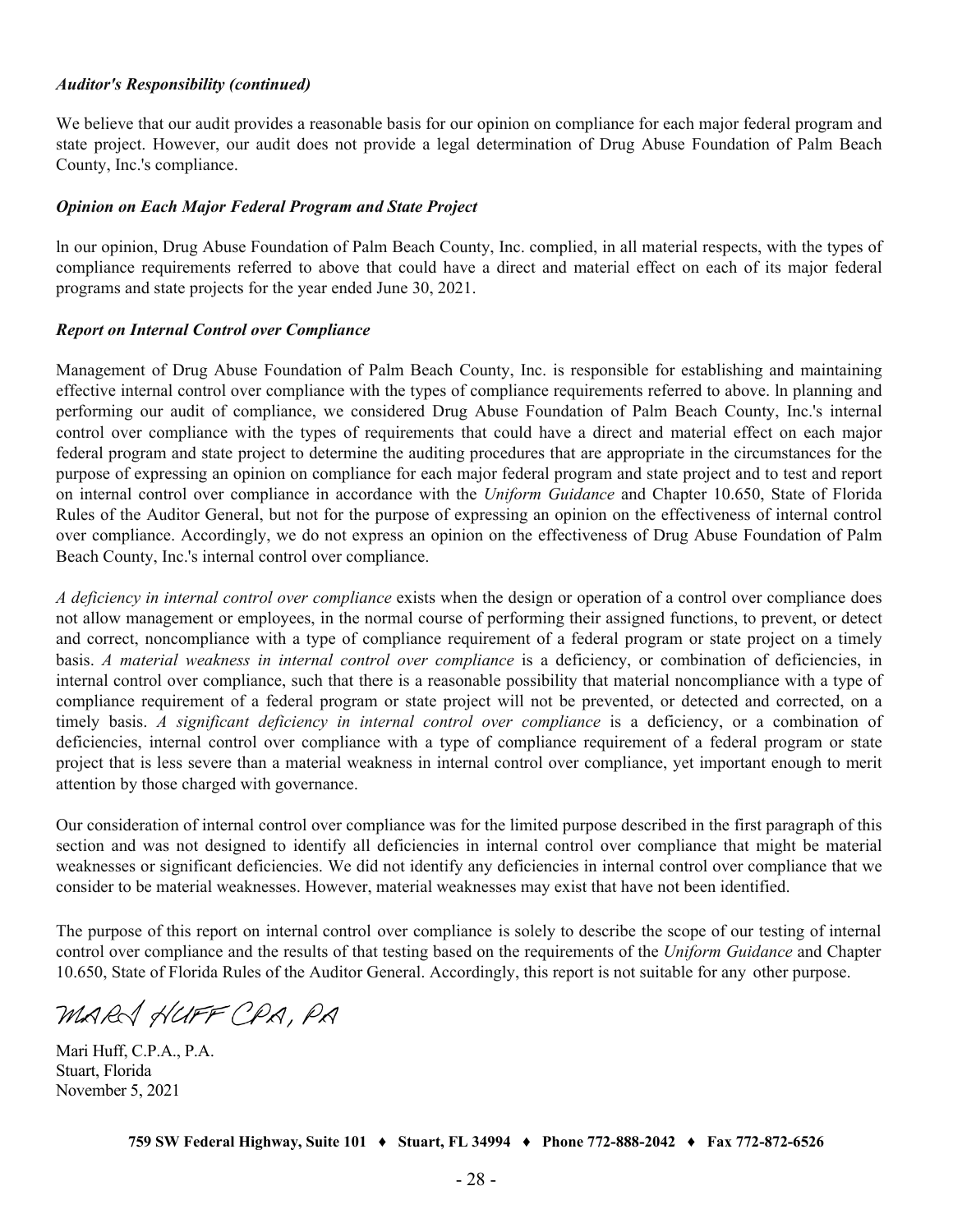***Auditor's Responsibility (continued)***

We believe that our audit provides a reasonable basis for our opinion on compliance for each major federal program and state project. However, our audit does not provide a legal determination of Drug Abuse Foundation of Palm Beach County, Inc.'s compliance.

***Opinion on Each Major Federal Program and State Project***

ln our opinion, Drug Abuse Foundation of Palm Beach County, Inc. complied, in all material respects, with the types of compliance requirements referred to above that could have a direct and material effect on each of its major federal programs and state projects for the year ended June 30, 2021.

***Report on Internal Control over Compliance***

Management of Drug Abuse Foundation of Palm Beach County, Inc. is responsible for establishing and maintaining effective internal control over compliance with the types of compliance requirements referred to above. ln planning and performing our audit of compliance, we considered Drug Abuse Foundation of Palm Beach County, Inc.'s internal control over compliance with the types of requirements that could have a direct and material effect on each major federal program and state project to determine the auditing procedures that are appropriate in the circumstances for the purpose of expressing an opinion on compliance for each major federal program and state project and to test and report on internal control over compliance in accordance with the *Uniform Guidance* and Chapter 10.650, State of Florida Rules of the Auditor General, but not for the purpose of expressing an opinion on the effectiveness of internal control over compliance. Accordingly, we do not express an opinion on the effectiveness of Drug Abuse Foundation of Palm Beach County, Inc.'s internal control over compliance.

*A deficiency in internal control over compliance* exists when the design or operation of a control over compliance does not allow management or employees, in the normal course of performing their assigned functions, to prevent, or detect and correct, noncompliance with a type of compliance requirement of a federal program or state project on a timely basis. *A material weakness in internal control over compliance* is a deficiency, or combination of deficiencies, in internal control over compliance, such that there is a reasonable possibility that material noncompliance with a type of compliance requirement of a federal program or state project will not be prevented, or detected and corrected, on a timely basis. *A significant deficiency in internal control over compliance* is a deficiency, or a combination of deficiencies, internal control over compliance with a type of compliance requirement of a federal program or state project that is less severe than a material weakness in internal control over compliance, yet important enough to merit attention by those charged with governance.

Our consideration of internal control over compliance was for the limited purpose described in the first paragraph of this section and was not designed to identify all deficiencies in internal control over compliance that might be material weaknesses or significant deficiencies. We did not identify any deficiencies in internal control over compliance that we consider to be material weaknesses. However, material weaknesses may exist that have not been identified.

The purpose of this report on internal control over compliance is solely to describe the scope of our testing of internal control over compliance and the results of that testing based on the requirements of the *Uniform Guidance* and Chapter 10.650, State of Florida Rules of the Auditor General. Accordingly, this report is not suitable for any other purpose.

MARI HUFF CPA, PA

Mari Huff, C.P.A., P.A.
Stuart, Florida
November 5, 2021

**759 SW Federal Highway, Suite 101 ♦ Stuart, FL 34994 ♦ Phone 772-888-2042 ♦ Fax 772-872-6526**